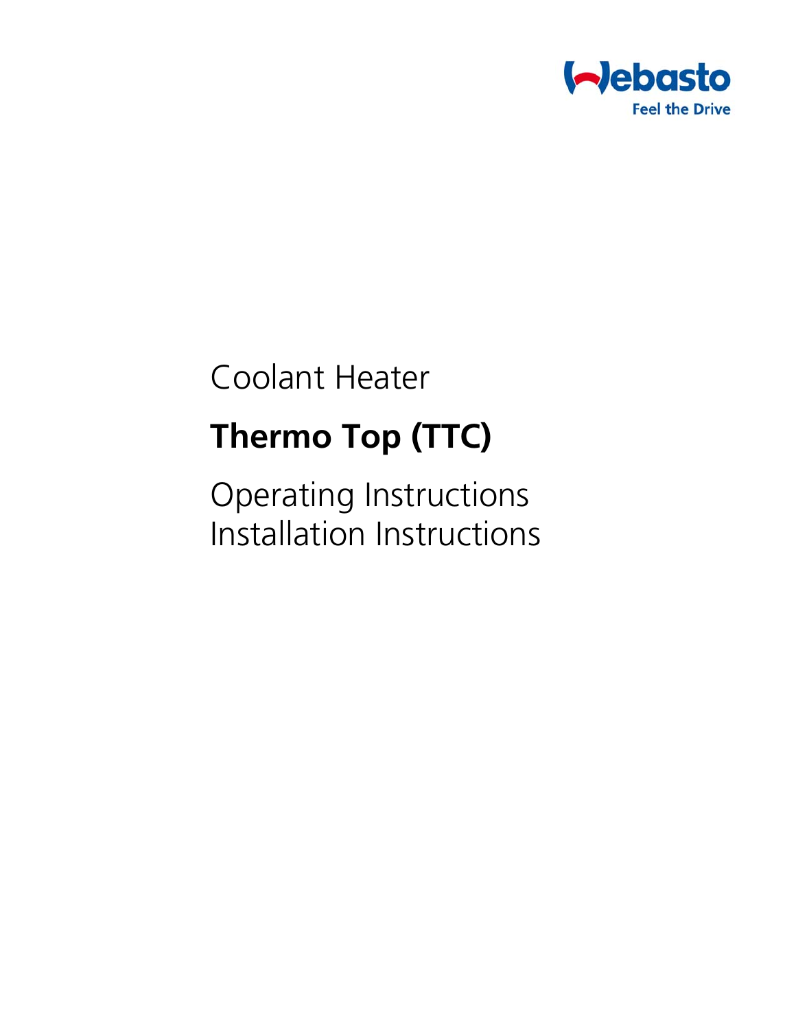Webasto

Feel the Drive

Coolant Heater

# Thermo Top (TTC)

Operating Instructions
Installation Instructions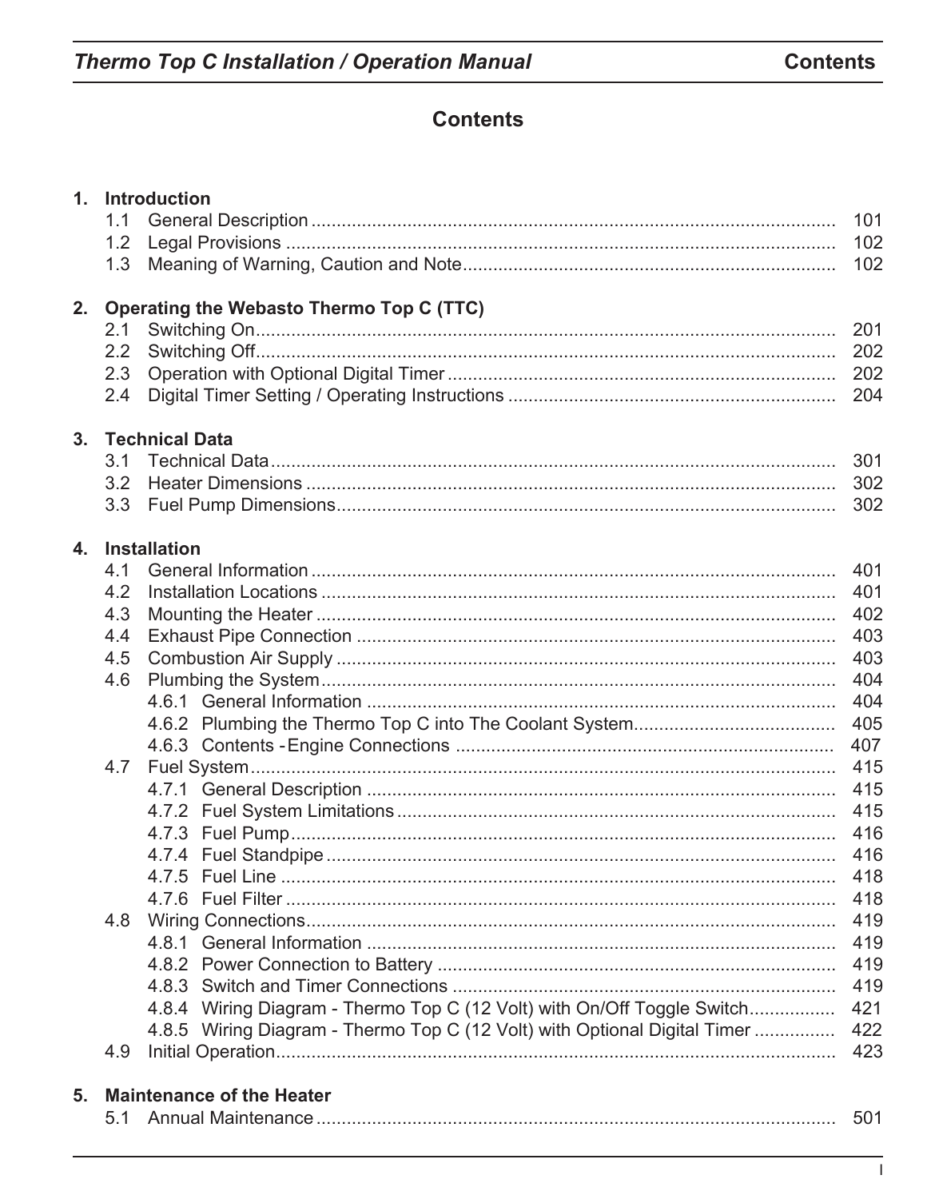# Contents

**1. Introduction**

- 1.1 General Description .......... 101
- 1.2 Legal Provisions .......... 102
- 1.3 Meaning of Warning, Caution and Note .......... 102

**2. Operating the Webasto Thermo Top C (TTC)**

- 2.1 Switching On .......... 201
- 2.2 Switching Off .......... 202
- 2.3 Operation with Optional Digital Timer .......... 202
- 2.4 Digital Timer Setting / Operating Instructions .......... 204

**3. Technical Data**

- 3.1 Technical Data .......... 301
- 3.2 Heater Dimensions .......... 302
- 3.3 Fuel Pump Dimensions .......... 302

**4. Installation**

- 4.1 General Information .......... 401
- 4.2 Installation Locations .......... 401
- 4.3 Mounting the Heater .......... 402
- 4.4 Exhaust Pipe Connection .......... 403
- 4.5 Combustion Air Supply .......... 403
- 4.6 Plumbing the System .......... 404
  - 4.6.1 General Information .......... 404
  - 4.6.2 Plumbing the Thermo Top C into The Coolant System .......... 405
  - 4.6.3 Contents - Engine Connections .......... 407
- 4.7 Fuel System .......... 415
  - 4.7.1 General Description .......... 415
  - 4.7.2 Fuel System Limitations .......... 415
  - 4.7.3 Fuel Pump .......... 416
  - 4.7.4 Fuel Standpipe .......... 416
  - 4.7.5 Fuel Line .......... 418
  - 4.7.6 Fuel Filter .......... 418
- 4.8 Wiring Connections .......... 419
  - 4.8.1 General Information .......... 419
  - 4.8.2 Power Connection to Battery .......... 419
  - 4.8.3 Switch and Timer Connections .......... 419
  - 4.8.4 Wiring Diagram - Thermo Top C (12 Volt) with On/Off Toggle Switch .......... 421
  - 4.8.5 Wiring Diagram - Thermo Top C (12 Volt) with Optional Digital Timer .......... 422
- 4.9 Initial Operation .......... 423

**5. Maintenance of the Heater**

- 5.1 Annual Maintenance .......... 501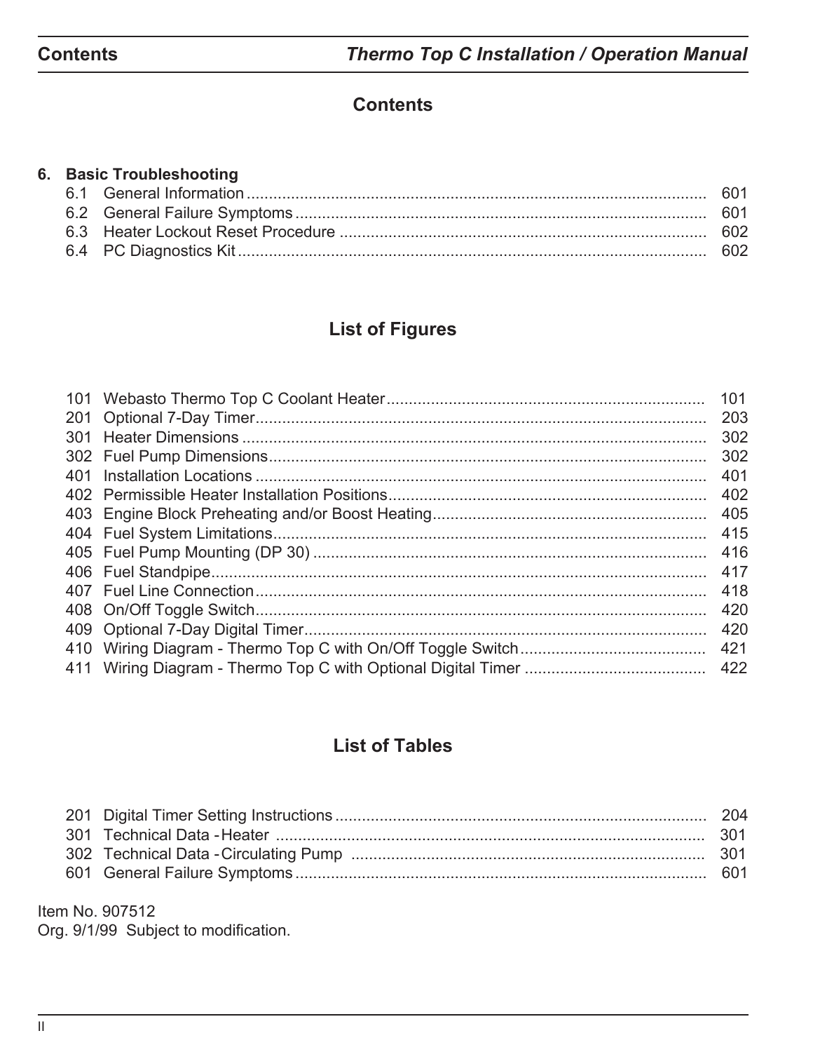# Contents

## 6. Basic Troubleshooting

| | | |
|---|---|---|
| 6.1 | General Information | 601 |
| 6.2 | General Failure Symptoms | 601 |
| 6.3 | Heater Lockout Reset Procedure | 602 |
| 6.4 | PC Diagnostics Kit | 602 |

# List of Figures

| | | |
|---|---|---|
| 101 | Webasto Thermo Top C Coolant Heater | 101 |
| 201 | Optional 7-Day Timer | 203 |
| 301 | Heater Dimensions | 302 |
| 302 | Fuel Pump Dimensions | 302 |
| 401 | Installation Locations | 401 |
| 402 | Permissible Heater Installation Positions | 402 |
| 403 | Engine Block Preheating and/or Boost Heating | 405 |
| 404 | Fuel System Limitations | 415 |
| 405 | Fuel Pump Mounting (DP 30) | 416 |
| 406 | Fuel Standpipe | 417 |
| 407 | Fuel Line Connection | 418 |
| 408 | On/Off Toggle Switch | 420 |
| 409 | Optional 7-Day Digital Timer | 420 |
| 410 | Wiring Diagram - Thermo Top C with On/Off Toggle Switch | 421 |
| 411 | Wiring Diagram - Thermo Top C with Optional Digital Timer | 422 |

# List of Tables

| | | |
|---|---|---|
| 201 | Digital Timer Setting Instructions | 204 |
| 301 | Technical Data - Heater | 301 |
| 302 | Technical Data - Circulating Pump | 301 |
| 601 | General Failure Symptoms | 601 |

Item No. 907512
Org. 9/1/99 Subject to modification.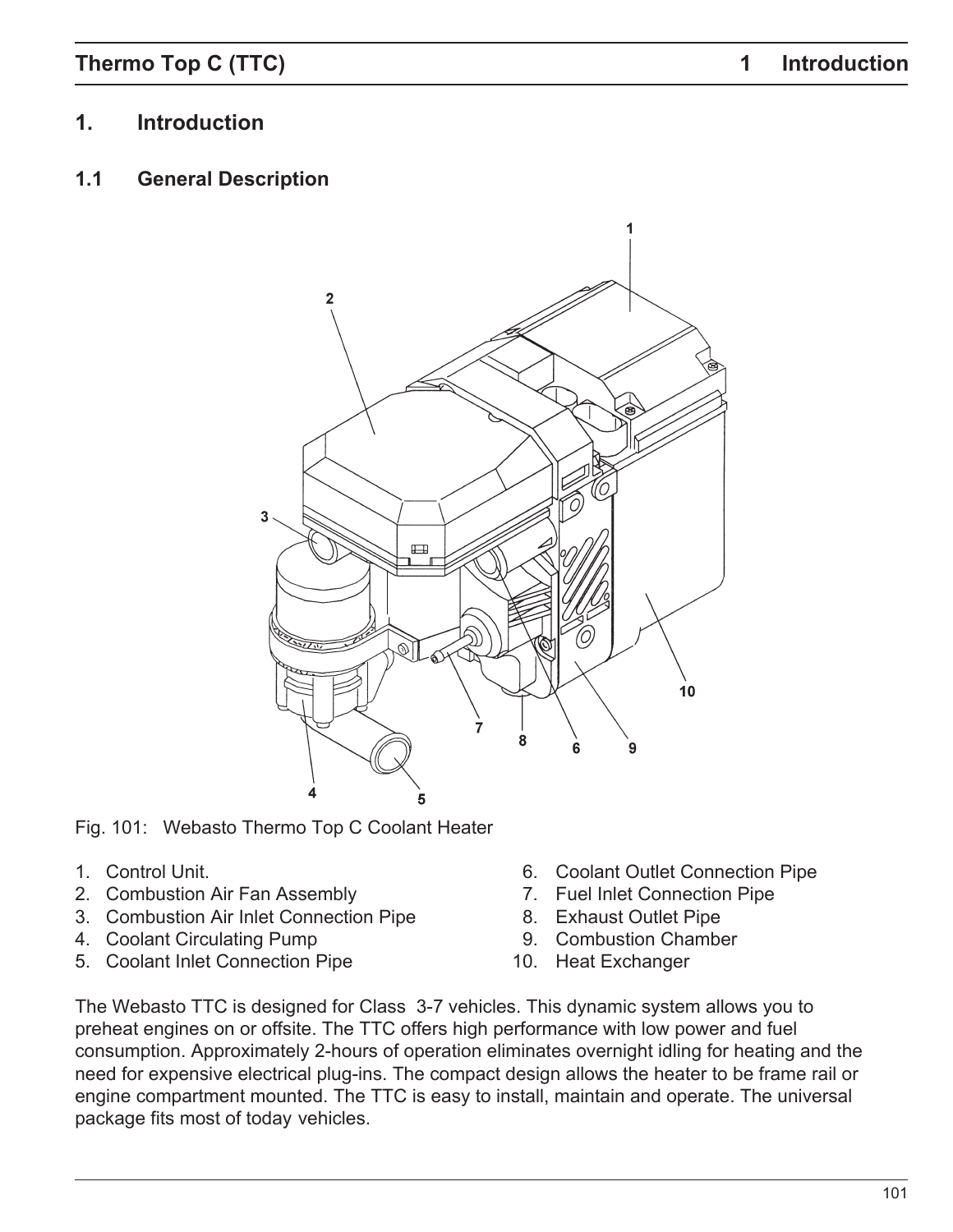# 1. Introduction

## 1.1 General Description

Fig. 101: Webasto Thermo Top C Coolant Heater

1. Control Unit.
2. Combustion Air Fan Assembly
3. Combustion Air Inlet Connection Pipe
4. Coolant Circulating Pump
5. Coolant Inlet Connection Pipe
6. Coolant Outlet Connection Pipe
7. Fuel Inlet Connection Pipe
8. Exhaust Outlet Pipe
9. Combustion Chamber
10. Heat Exchanger

The Webasto TTC is designed for Class 3-7 vehicles. This dynamic system allows you to preheat engines on or offsite. The TTC offers high performance with low power and fuel consumption. Approximately 2-hours of operation eliminates overnight idling for heating and the need for expensive electrical plug-ins. The compact design allows the heater to be frame rail or engine compartment mounted. The TTC is easy to install, maintain and operate. The universal package fits most of today vehicles.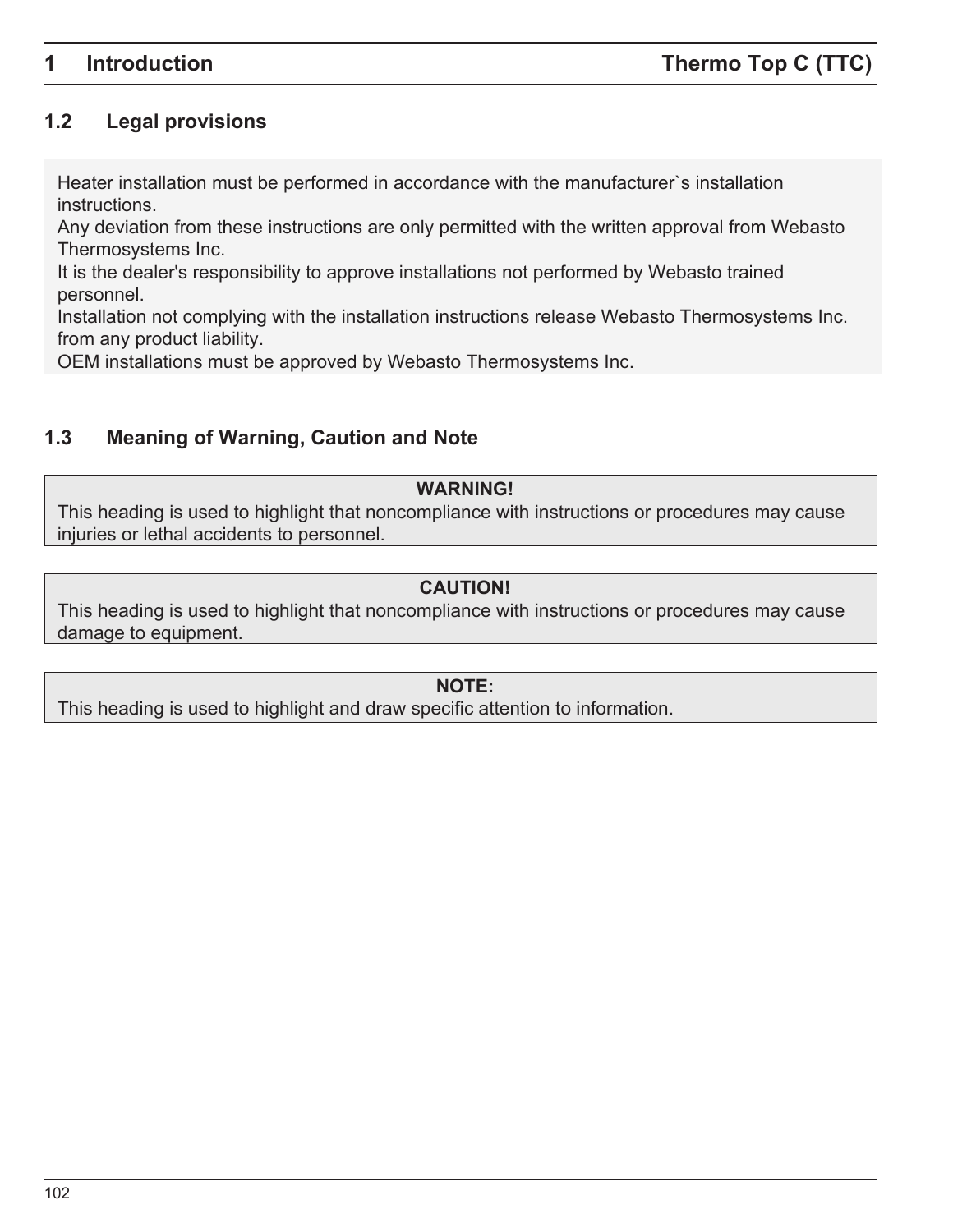## 1.2 Legal provisions

Heater installation must be performed in accordance with the manufacturer`s installation instructions.
Any deviation from these instructions are only permitted with the written approval from Webasto Thermosystems Inc.
It is the dealer's responsibility to approve installations not performed by Webasto trained personnel.
Installation not complying with the installation instructions release Webasto Thermosystems Inc. from any product liability.
OEM installations must be approved by Webasto Thermosystems Inc.

## 1.3 Meaning of Warning, Caution and Note

**WARNING!**
This heading is used to highlight that noncompliance with instructions or procedures may cause injuries or lethal accidents to personnel.

**CAUTION!**
This heading is used to highlight that noncompliance with instructions or procedures may cause damage to equipment.

**NOTE:**
This heading is used to highlight and draw specific attention to information.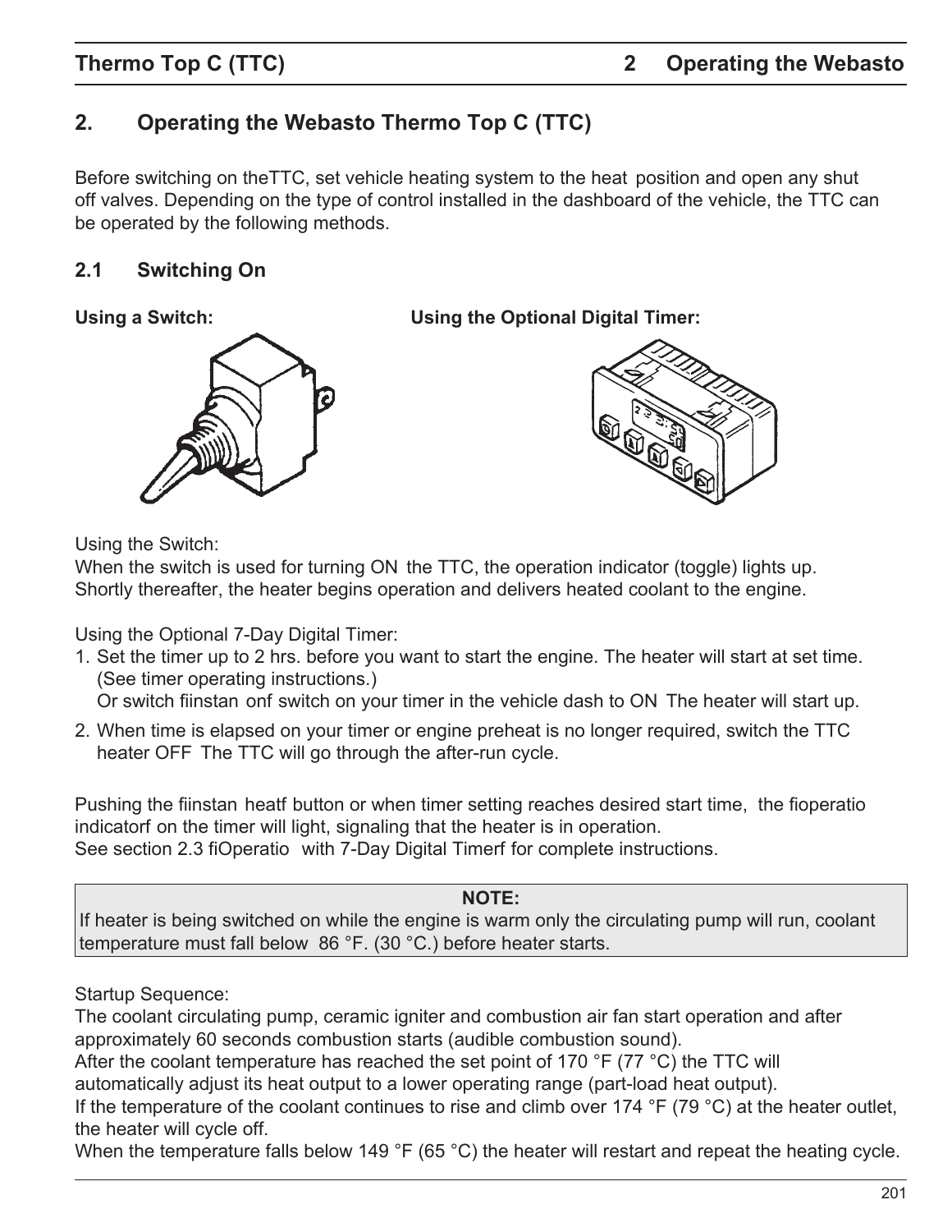## 2. Operating the Webasto Thermo Top C (TTC)

Before switching on theTTC, set vehicle heating system to the heat position and open any shut off valves. Depending on the type of control installed in the dashboard of the vehicle, the TTC can be operated by the following methods.

### 2.1 Switching On

**Using a Switch:** **Using the Optional Digital Timer:**

Using the Switch:
When the switch is used for turning ON the TTC, the operation indicator (toggle) lights up. Shortly thereafter, the heater begins operation and delivers heated coolant to the engine.

Using the Optional 7-Day Digital Timer:

1. Set the timer up to 2 hrs. before you want to start the engine. The heater will start at set time. (See timer operating instructions.)
   Or switch fiinstan onf switch on your timer in the vehicle dash to ON The heater will start up.
2. When time is elapsed on your timer or engine preheat is no longer required, switch the TTC heater OFF The TTC will go through the after-run cycle.

Pushing the fiinstan heatf button or when timer setting reaches desired start time, the fioperatio indicatorf on the timer will light, signaling that the heater is in operation.
See section 2.3 fiOperatio with 7-Day Digital Timerf for complete instructions.

**NOTE:**
If heater is being switched on while the engine is warm only the circulating pump will run, coolant temperature must fall below 86 °F. (30 °C.) before heater starts.

Startup Sequence:
The coolant circulating pump, ceramic igniter and combustion air fan start operation and after approximately 60 seconds combustion starts (audible combustion sound).
After the coolant temperature has reached the set point of 170 °F (77 °C) the TTC will automatically adjust its heat output to a lower operating range (part-load heat output).
If the temperature of the coolant continues to rise and climb over 174 °F (79 °C) at the heater outlet, the heater will cycle off.
When the temperature falls below 149 °F (65 °C) the heater will restart and repeat the heating cycle.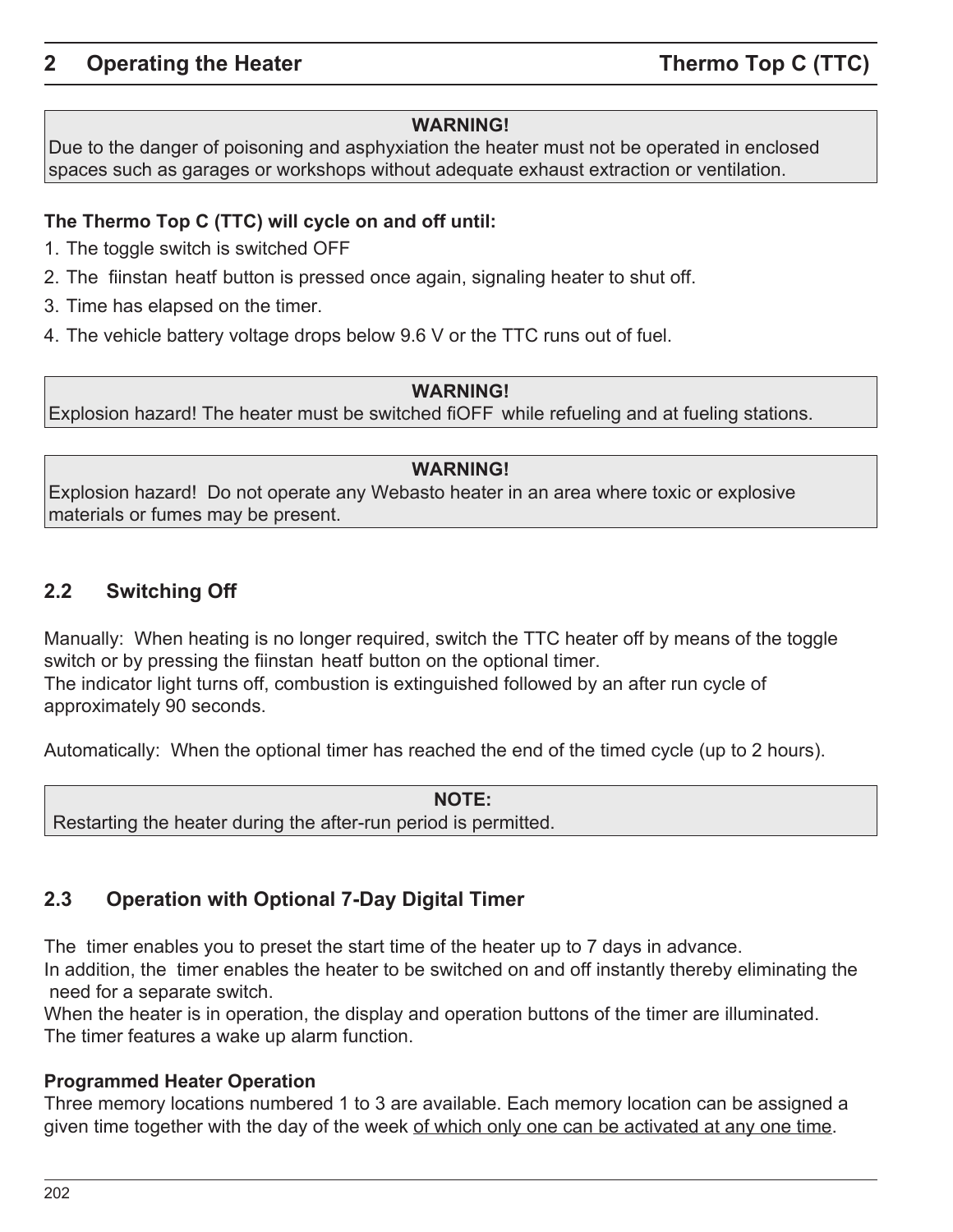**WARNING!**
Due to the danger of poisoning and asphyxiation the heater must not be operated in enclosed spaces such as garages or workshops without adequate exhaust extraction or ventilation.

**The Thermo Top C (TTC) will cycle on and off until:**

1. The toggle switch is switched OFF
2. The fiinstan heatf button is pressed once again, signaling heater to shut off.
3. Time has elapsed on the timer.
4. The vehicle battery voltage drops below 9.6 V or the TTC runs out of fuel.

**WARNING!**
Explosion hazard! The heater must be switched fiOFF while refueling and at fueling stations.

**WARNING!**
Explosion hazard! Do not operate any Webasto heater in an area where toxic or explosive materials or fumes may be present.

## 2.2 Switching Off

Manually: When heating is no longer required, switch the TTC heater off by means of the toggle switch or by pressing the fiinstan heatf button on the optional timer.
The indicator light turns off, combustion is extinguished followed by an after run cycle of approximately 90 seconds.

Automatically: When the optional timer has reached the end of the timed cycle (up to 2 hours).

**NOTE:**
Restarting the heater during the after-run period is permitted.

## 2.3 Operation with Optional 7-Day Digital Timer

The timer enables you to preset the start time of the heater up to 7 days in advance.
In addition, the timer enables the heater to be switched on and off instantly thereby eliminating the need for a separate switch.
When the heater is in operation, the display and operation buttons of the timer are illuminated.
The timer features a wake up alarm function.

**Programmed Heater Operation**
Three memory locations numbered 1 to 3 are available. Each memory location can be assigned a given time together with the day of the week of which only one can be activated at any one time.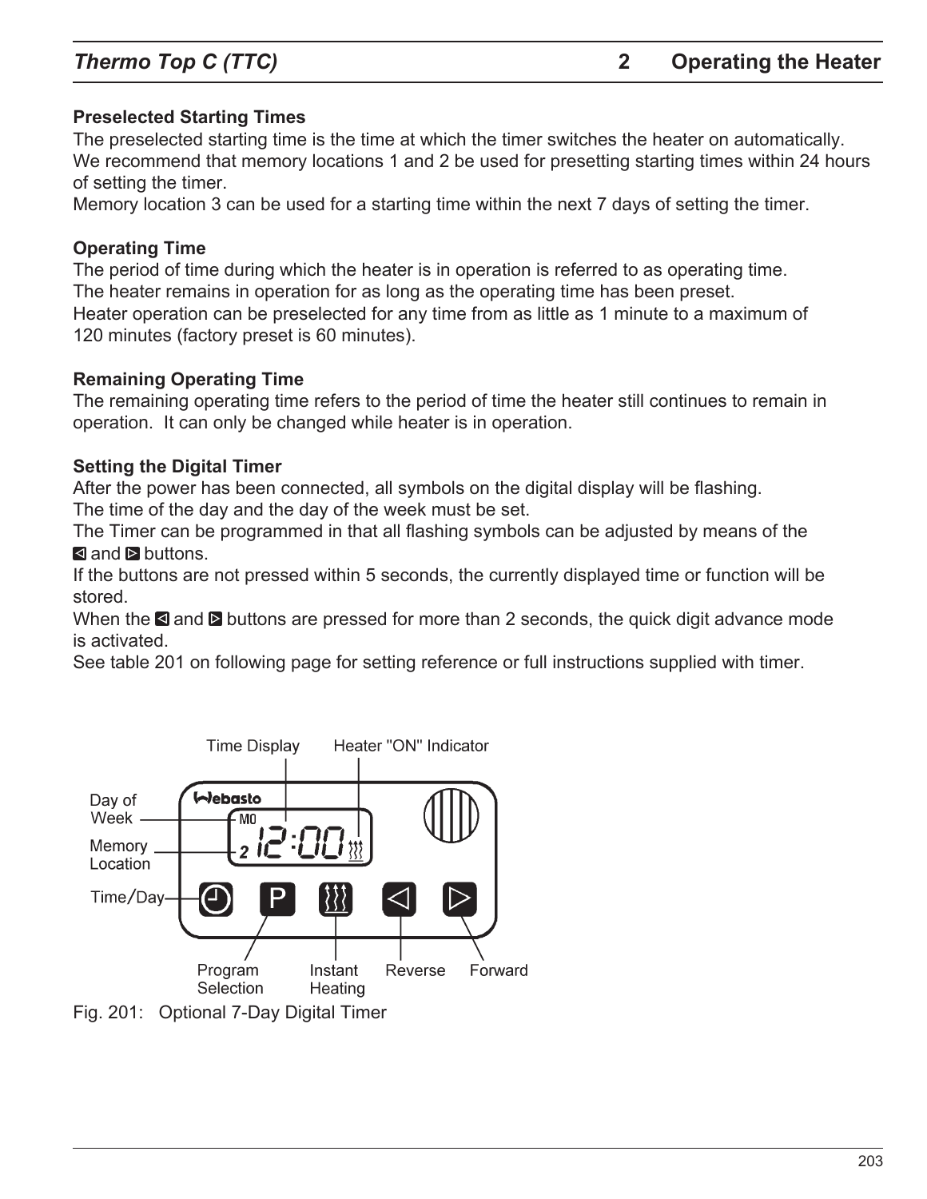**Preselected Starting Times**

The preselected starting time is the time at which the timer switches the heater on automatically. We recommend that memory locations 1 and 2 be used for presetting starting times within 24 hours of setting the timer.

Memory location 3 can be used for a starting time within the next 7 days of setting the timer.

**Operating Time**

The period of time during which the heater is in operation is referred to as operating time.

The heater remains in operation for as long as the operating time has been preset.

Heater operation can be preselected for any time from as little as 1 minute to a maximum of 120 minutes (factory preset is 60 minutes).

**Remaining Operating Time**

The remaining operating time refers to the period of time the heater still continues to remain in operation. It can only be changed while heater is in operation.

**Setting the Digital Timer**

After the power has been connected, all symbols on the digital display will be flashing.

The time of the day and the day of the week must be set.

The Timer can be programmed in that all flashing symbols can be adjusted by means of the ◁ and ▷ buttons.

If the buttons are not pressed within 5 seconds, the currently displayed time or function will be stored.

When the ◁ and ▷ buttons are pressed for more than 2 seconds, the quick digit advance mode is activated.

See table 201 on following page for setting reference or full instructions supplied with timer.

Time Display | Heater "ON" Indicator | Day of Week | Memory Location | Time/Day | Program Selection | Instant Heating | Reverse | Forward

Fig. 201: Optional 7-Day Digital Timer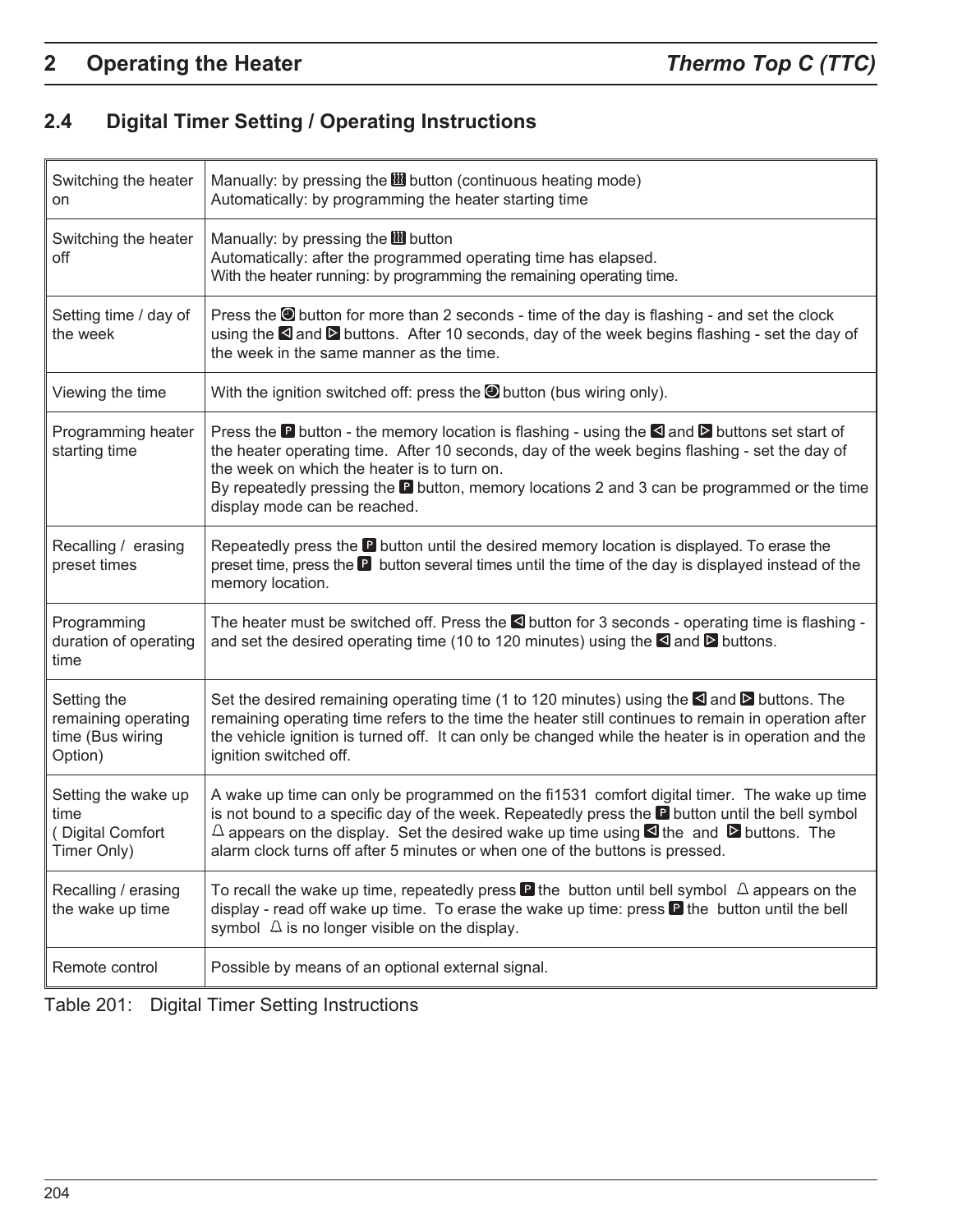# 2 Operating the Heater

## 2.4 Digital Timer Setting / Operating Instructions

| | |
|---|---|
| Switching the heater on | Manually: by pressing the button (continuous heating mode)<br>Automatically: by programming the heater starting time |
| Switching the heater off | Manually: by pressing the button<br>Automatically: after the programmed operating time has elapsed.<br>With the heater running: by programming the remaining operating time. |
| Setting time / day of the week | Press the button for more than 2 seconds - time of the day is flashing - and set the clock using the and buttons. After 10 seconds, day of the week begins flashing - set the day of the week in the same manner as the time. |
| Viewing the time | With the ignition switched off: press the button (bus wiring only). |
| Programming heater starting time | Press the P button - the memory location is flashing - using the and buttons set start of the heater operating time. After 10 seconds, day of the week begins flashing - set the day of the week on which the heater is to turn on.<br>By repeatedly pressing the P button, memory locations 2 and 3 can be programmed or the time display mode can be reached. |
| Recalling / erasing preset times | Repeatedly press the P button until the desired memory location is displayed. To erase the preset time, press the P button several times until the time of the day is displayed instead of the memory location. |
| Programming duration of operating time | The heater must be switched off. Press the button for 3 seconds - operating time is flashing - and set the desired operating time (10 to 120 minutes) using the and buttons. |
| Setting the remaining operating time (Bus wiring Option) | Set the desired remaining operating time (1 to 120 minutes) using the and buttons. The remaining operating time refers to the time the heater still continues to remain in operation after the vehicle ignition is turned off. It can only be changed while the heater is in operation and the ignition switched off. |
| Setting the wake up time ( Digital Comfort Timer Only) | A wake up time can only be programmed on the fi1531 comfort digital timer. The wake up time is not bound to a specific day of the week. Repeatedly press the P button until the bell symbol appears on the display. Set the desired wake up time using the and buttons. The alarm clock turns off after 5 minutes or when one of the buttons is pressed. |
| Recalling / erasing the wake up time | To recall the wake up time, repeatedly press P the button until bell symbol appears on the display - read off wake up time. To erase the wake up time: press P the button until the bell symbol is no longer visible on the display. |
| Remote control | Possible by means of an optional external signal. |

Table 201: Digital Timer Setting Instructions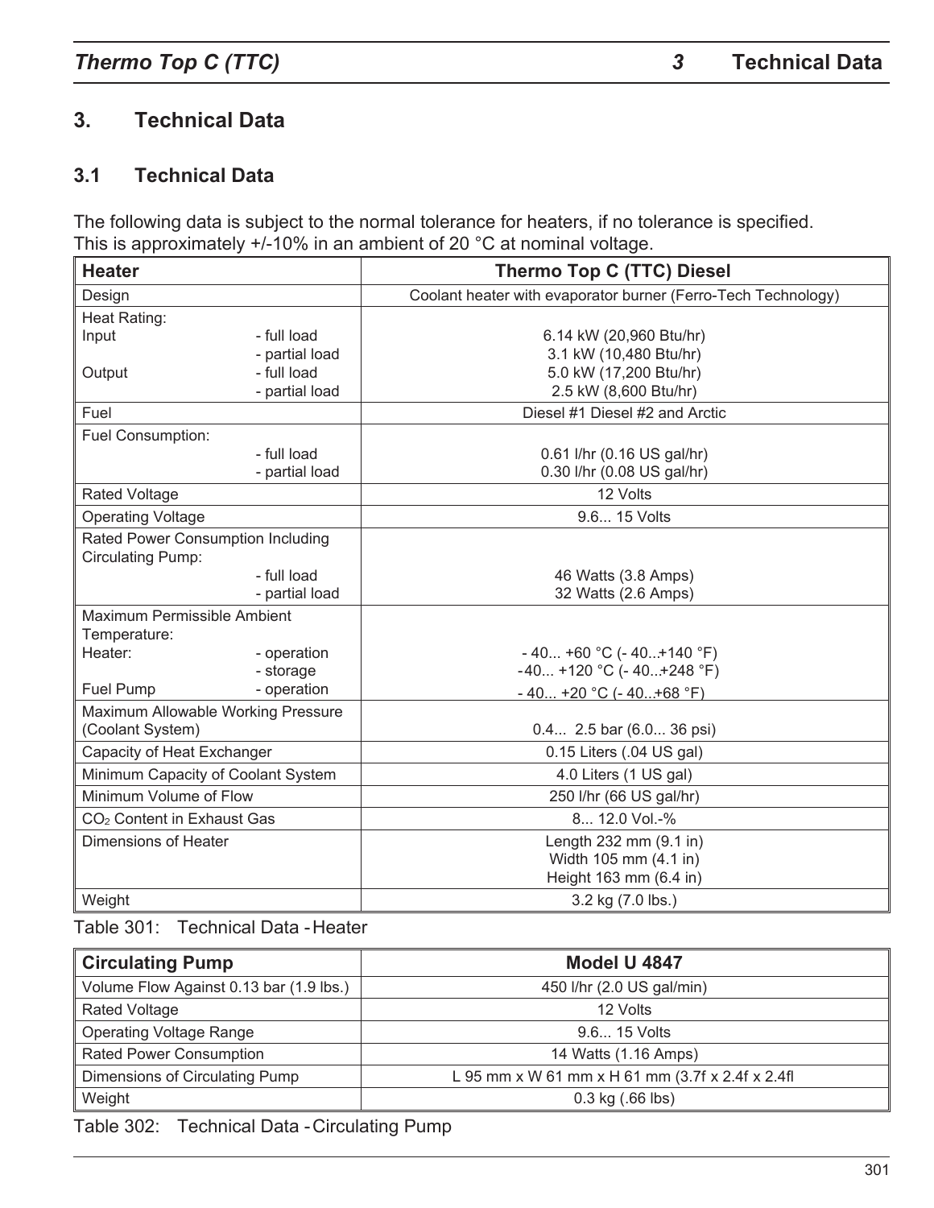# 3. Technical Data

## 3.1 Technical Data

The following data is subject to the normal tolerance for heaters, if no tolerance is specified. This is approximately +/-10% in an ambient of 20 °C at nominal voltage.

| Heater | | Thermo Top C (TTC) Diesel |
|---|---|---|
| Design | | Coolant heater with evaporator burner (Ferro-Tech Technology) |
| Heat Rating: | | |
| Input | - full load | 6.14 kW (20,960 Btu/hr) |
| | - partial load | 3.1 kW (10,480 Btu/hr) |
| Output | - full load | 5.0 kW (17,200 Btu/hr) |
| | - partial load | 2.5 kW (8,600 Btu/hr) |
| Fuel | | Diesel #1 Diesel #2 and Arctic |
| Fuel Consumption: | | |
| | - full load | 0.61 l/hr (0.16 US gal/hr) |
| | - partial load | 0.30 l/hr (0.08 US gal/hr) |
| Rated Voltage | | 12 Volts |
| Operating Voltage | | 9.6... 15 Volts |
| Rated Power Consumption Including Circulating Pump: | | |
| | - full load | 46 Watts (3.8 Amps) |
| | - partial load | 32 Watts (2.6 Amps) |
| Maximum Permissible Ambient Temperature: | | |
| Heater: | - operation | - 40... +60 °C (- 40...+140 °F) |
| | - storage | -40... +120 °C (- 40...+248 °F) |
| Fuel Pump | - operation | - 40... +20 °C (- 40...+68 °F) |
| Maximum Allowable Working Pressure (Coolant System) | | 0.4... 2.5 bar (6.0... 36 psi) |
| Capacity of Heat Exchanger | | 0.15 Liters (.04 US gal) |
| Minimum Capacity of Coolant System | | 4.0 Liters (1 US gal) |
| Minimum Volume of Flow | | 250 l/hr (66 US gal/hr) |
| $CO_2$ Content in Exhaust Gas | | 8... 12.0 Vol.-% |
| Dimensions of Heater | | Length 232 mm (9.1 in)<br>Width 105 mm (4.1 in)<br>Height 163 mm (6.4 in) |
| Weight | | 3.2 kg (7.0 lbs.) |

Table 301: Technical Data - Heater

| Circulating Pump | Model U 4847 |
|---|---|
| Volume Flow Against 0.13 bar (1.9 lbs.) | 450 l/hr (2.0 US gal/min) |
| Rated Voltage | 12 Volts |
| Operating Voltage Range | 9.6... 15 Volts |
| Rated Power Consumption | 14 Watts (1.16 Amps) |
| Dimensions of Circulating Pump | L 95 mm x W 61 mm x H 61 mm (3.7f x 2.4f x 2.4fl |
| Weight | 0.3 kg (.66 lbs) |

Table 302: Technical Data - Circulating Pump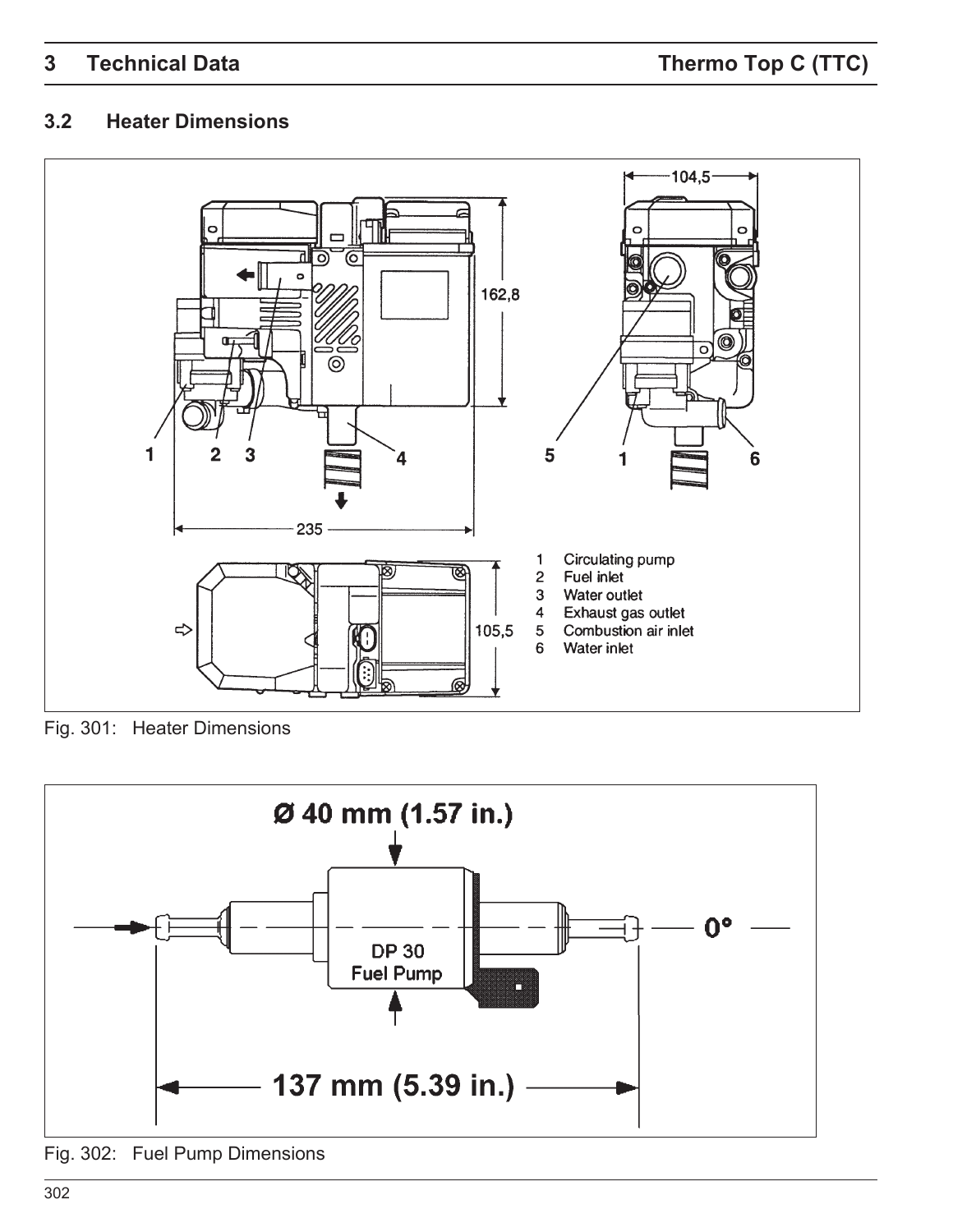## 3.2 Heater Dimensions

1 Circulating pump
2 Fuel inlet
3 Water outlet
4 Exhaust gas outlet
5 Combustion air inlet
6 Water inlet

Fig. 301: Heater Dimensions

Fig. 302: Fuel Pump Dimensions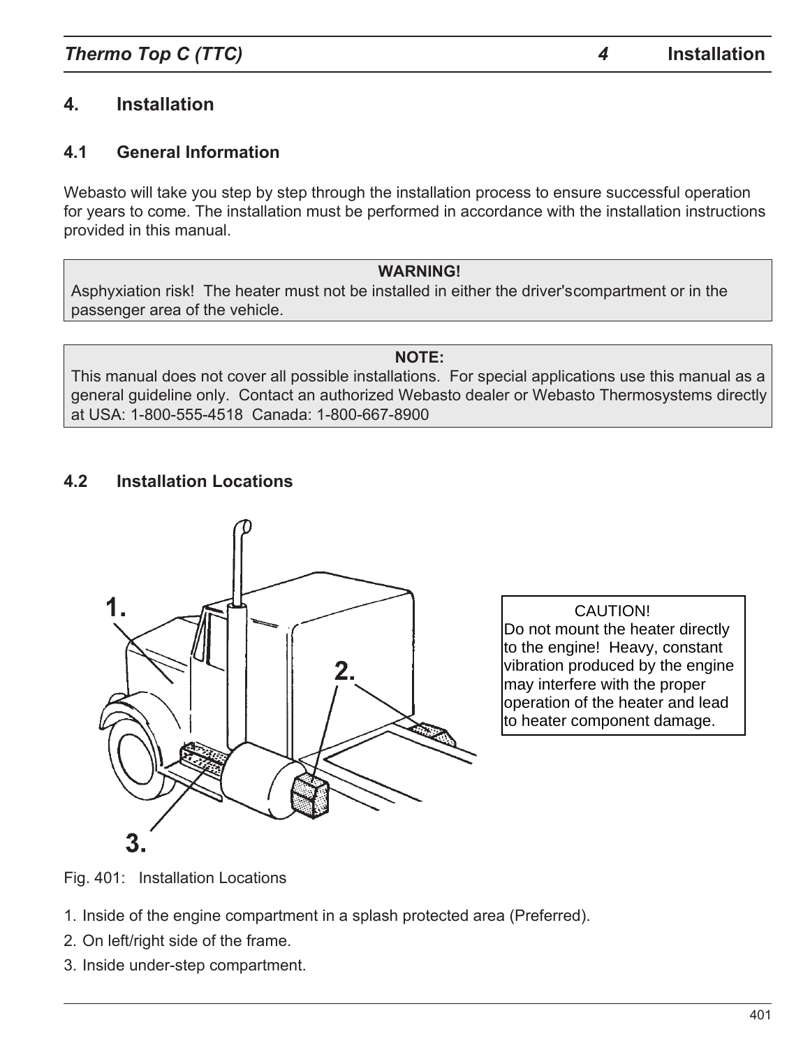# 4. Installation

## 4.1 General Information

Webasto will take you step by step through the installation process to ensure successful operation for years to come. The installation must be performed in accordance with the installation instructions provided in this manual.

**WARNING!**
Asphyxiation risk! The heater must not be installed in either the driver'scompartment or in the passenger area of the vehicle.

**NOTE:**
This manual does not cover all possible installations. For special applications use this manual as a general guideline only. Contact an authorized Webasto dealer or Webasto Thermosystems directly at USA: 1-800-555-4518 Canada: 1-800-667-8900

## 4.2 Installation Locations

CAUTION!
Do not mount the heater directly to the engine! Heavy, constant vibration produced by the engine may interfere with the proper operation of the heater and lead to heater component damage.

Fig. 401: Installation Locations

1. Inside of the engine compartment in a splash protected area (Preferred).
2. On left/right side of the frame.
3. Inside under-step compartment.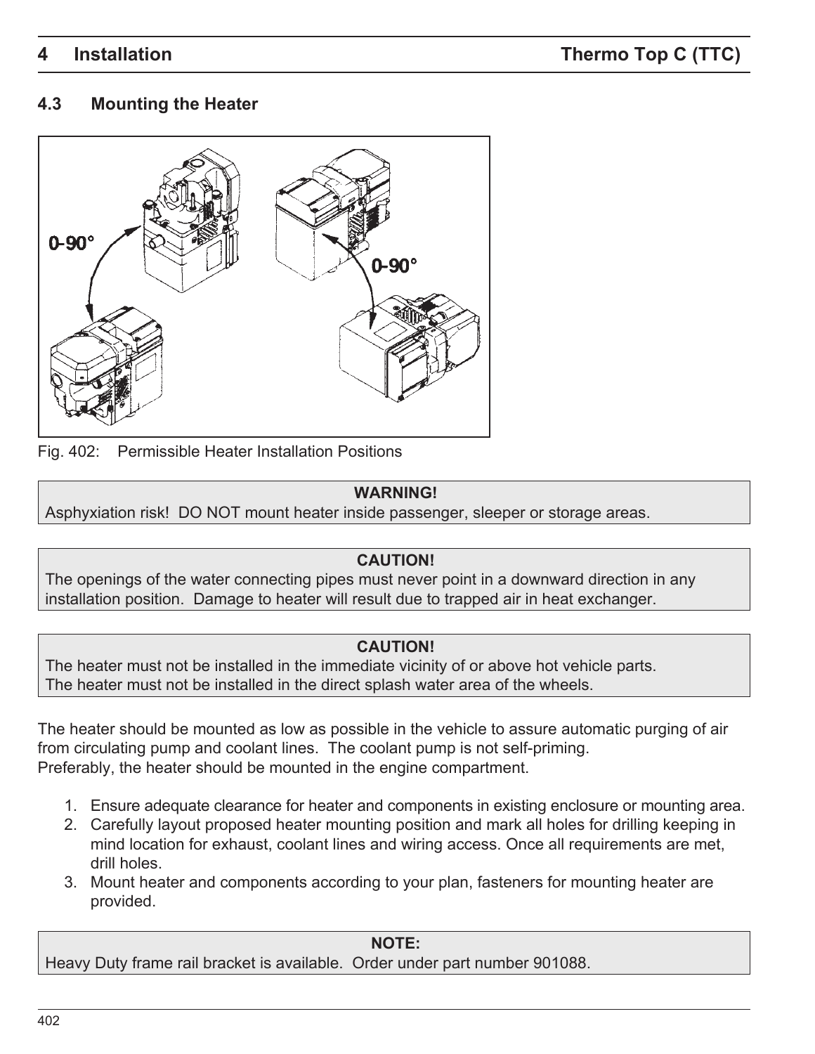## 4.3 Mounting the Heater

0-90°

0-90°

Fig. 402: Permissible Heater Installation Positions

**WARNING!**
Asphyxiation risk! DO NOT mount heater inside passenger, sleeper or storage areas.

**CAUTION!**
The openings of the water connecting pipes must never point in a downward direction in any installation position. Damage to heater will result due to trapped air in heat exchanger.

**CAUTION!**
The heater must not be installed in the immediate vicinity of or above hot vehicle parts.
The heater must not be installed in the direct splash water area of the wheels.

The heater should be mounted as low as possible in the vehicle to assure automatic purging of air from circulating pump and coolant lines. The coolant pump is not self-priming.
Preferably, the heater should be mounted in the engine compartment.

1. Ensure adequate clearance for heater and components in existing enclosure or mounting area.
2. Carefully layout proposed heater mounting position and mark all holes for drilling keeping in mind location for exhaust, coolant lines and wiring access. Once all requirements are met, drill holes.
3. Mount heater and components according to your plan, fasteners for mounting heater are provided.

**NOTE:**
Heavy Duty frame rail bracket is available. Order under part number 901088.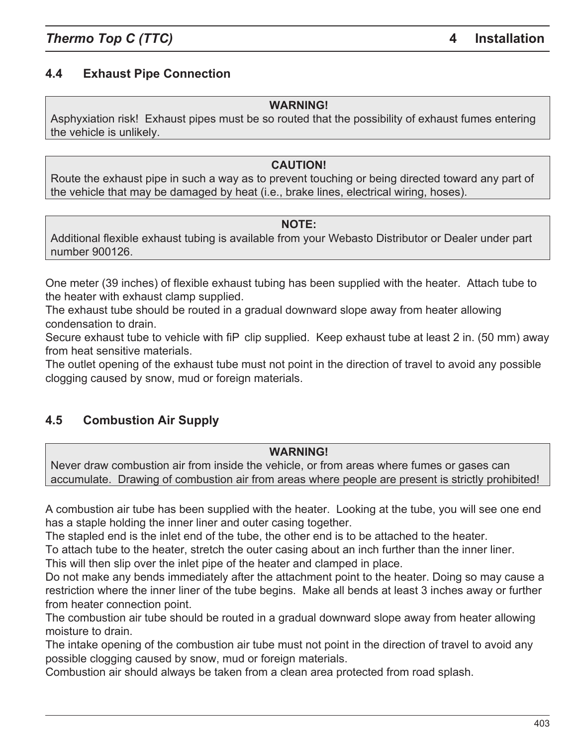## 4.4 Exhaust Pipe Connection

> **WARNING!**
> Asphyxiation risk! Exhaust pipes must be so routed that the possibility of exhaust fumes entering the vehicle is unlikely.

> **CAUTION!**
> Route the exhaust pipe in such a way as to prevent touching or being directed toward any part of the vehicle that may be damaged by heat (i.e., brake lines, electrical wiring, hoses).

> **NOTE:**
> Additional flexible exhaust tubing is available from your Webasto Distributor or Dealer under part number 900126.

One meter (39 inches) of flexible exhaust tubing has been supplied with the heater. Attach tube to the heater with exhaust clamp supplied.

The exhaust tube should be routed in a gradual downward slope away from heater allowing condensation to drain.

Secure exhaust tube to vehicle with fiP clip supplied. Keep exhaust tube at least 2 in. (50 mm) away from heat sensitive materials.

The outlet opening of the exhaust tube must not point in the direction of travel to avoid any possible clogging caused by snow, mud or foreign materials.

## 4.5 Combustion Air Supply

> **WARNING!**
> Never draw combustion air from inside the vehicle, or from areas where fumes or gases can accumulate. Drawing of combustion air from areas where people are present is strictly prohibited!

A combustion air tube has been supplied with the heater. Looking at the tube, you will see one end has a staple holding the inner liner and outer casing together.

The stapled end is the inlet end of the tube, the other end is to be attached to the heater.

To attach tube to the heater, stretch the outer casing about an inch further than the inner liner.

This will then slip over the inlet pipe of the heater and clamped in place.

Do not make any bends immediately after the attachment point to the heater. Doing so may cause a restriction where the inner liner of the tube begins. Make all bends at least 3 inches away or further from heater connection point.

The combustion air tube should be routed in a gradual downward slope away from heater allowing moisture to drain.

The intake opening of the combustion air tube must not point in the direction of travel to avoid any possible clogging caused by snow, mud or foreign materials.

Combustion air should always be taken from a clean area protected from road splash.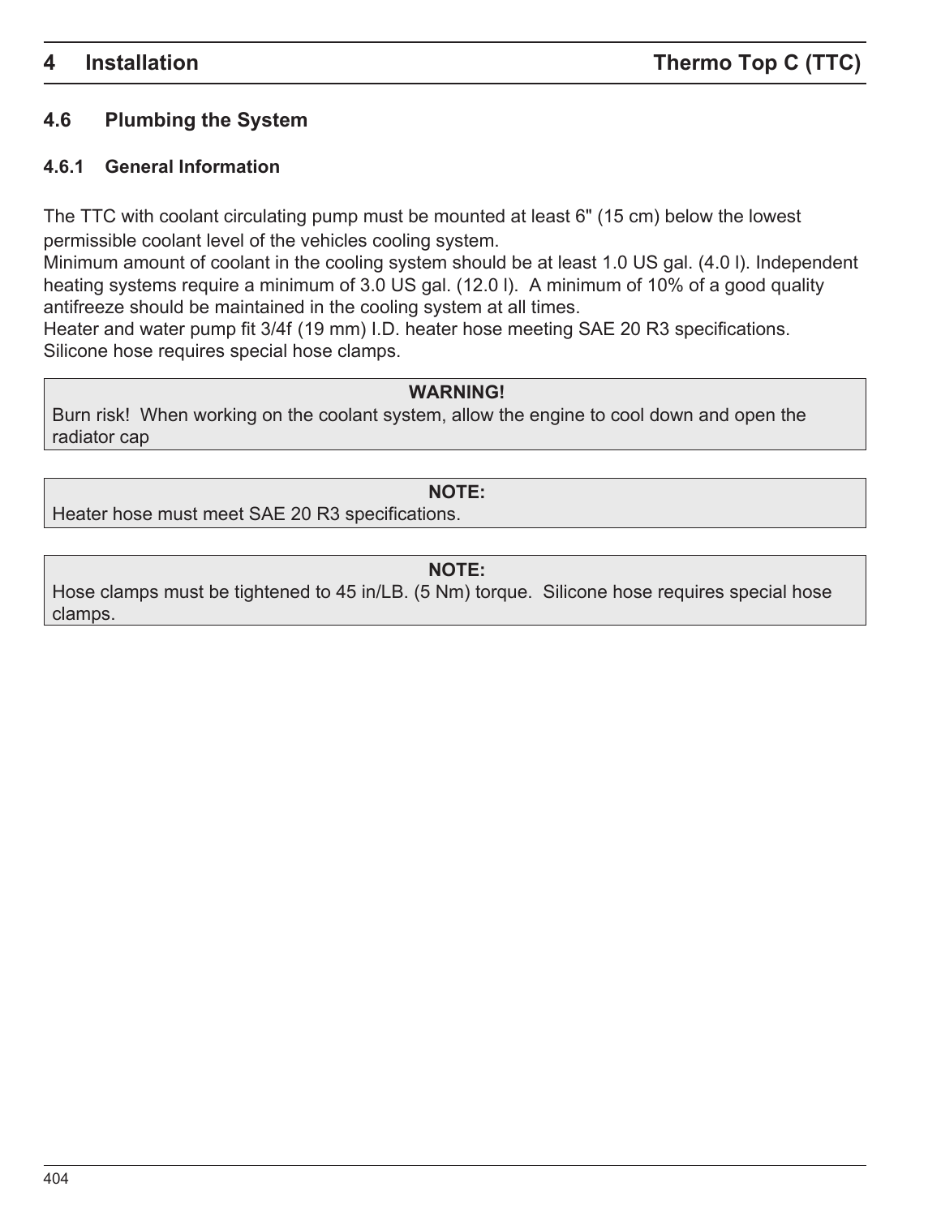## 4.6 Plumbing the System

### 4.6.1 General Information

The TTC with coolant circulating pump must be mounted at least 6" (15 cm) below the lowest permissible coolant level of the vehicles cooling system.
Minimum amount of coolant in the cooling system should be at least 1.0 US gal. (4.0 l). Independent heating systems require a minimum of 3.0 US gal. (12.0 l). A minimum of 10% of a good quality antifreeze should be maintained in the cooling system at all times.
Heater and water pump fit 3/4f (19 mm) I.D. heater hose meeting SAE 20 R3 specifications.
Silicone hose requires special hose clamps.

> **WARNING!**
> Burn risk! When working on the coolant system, allow the engine to cool down and open the radiator cap

> **NOTE:**
> Heater hose must meet SAE 20 R3 specifications.

> **NOTE:**
> Hose clamps must be tightened to 45 in/LB. (5 Nm) torque. Silicone hose requires special hose clamps.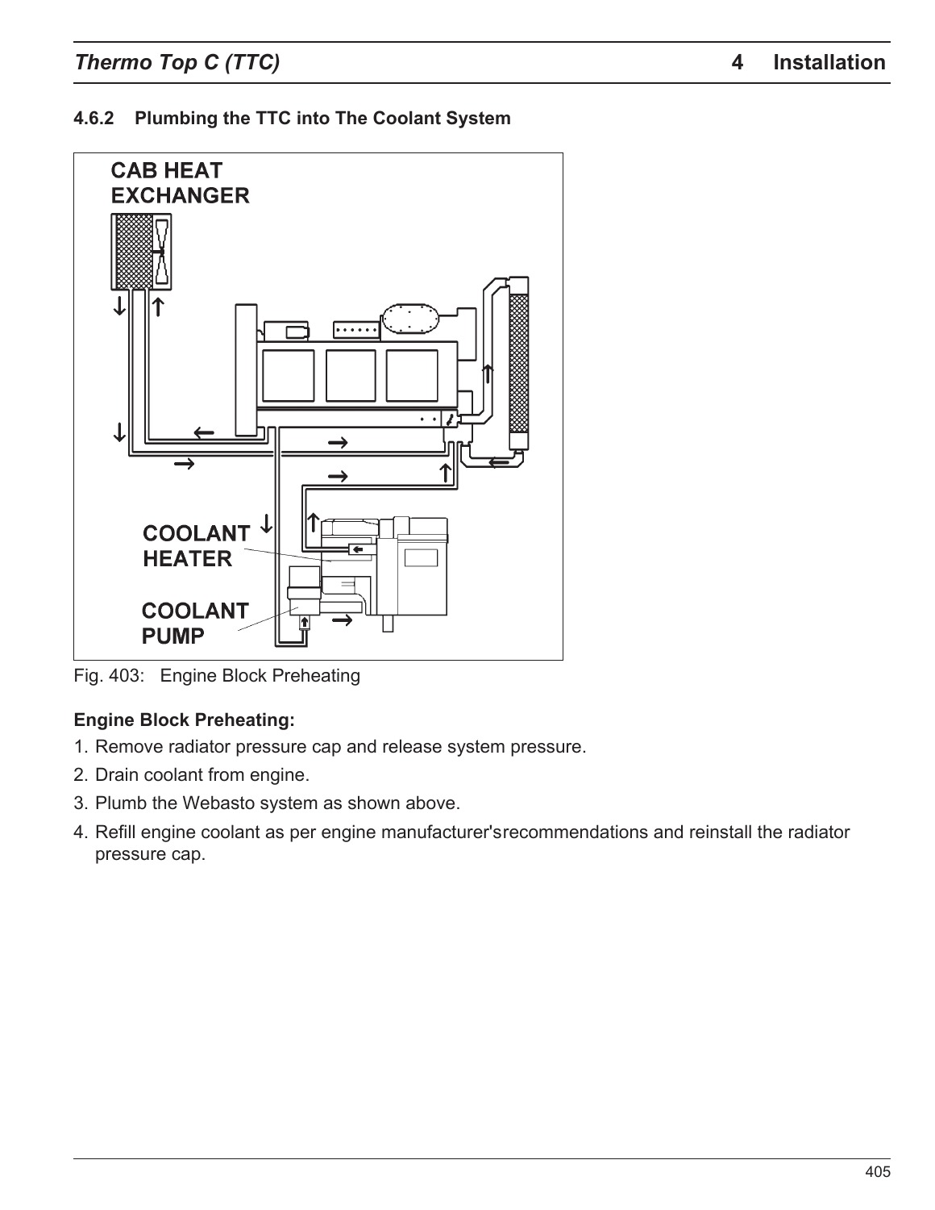#### 4.6.2 Plumbing the TTC into The Coolant System

Fig. 403: Engine Block Preheating

**Engine Block Preheating:**

1. Remove radiator pressure cap and release system pressure.
2. Drain coolant from engine.
3. Plumb the Webasto system as shown above.
4. Refill engine coolant as per engine manufacturer'srecommendations and reinstall the radiator pressure cap.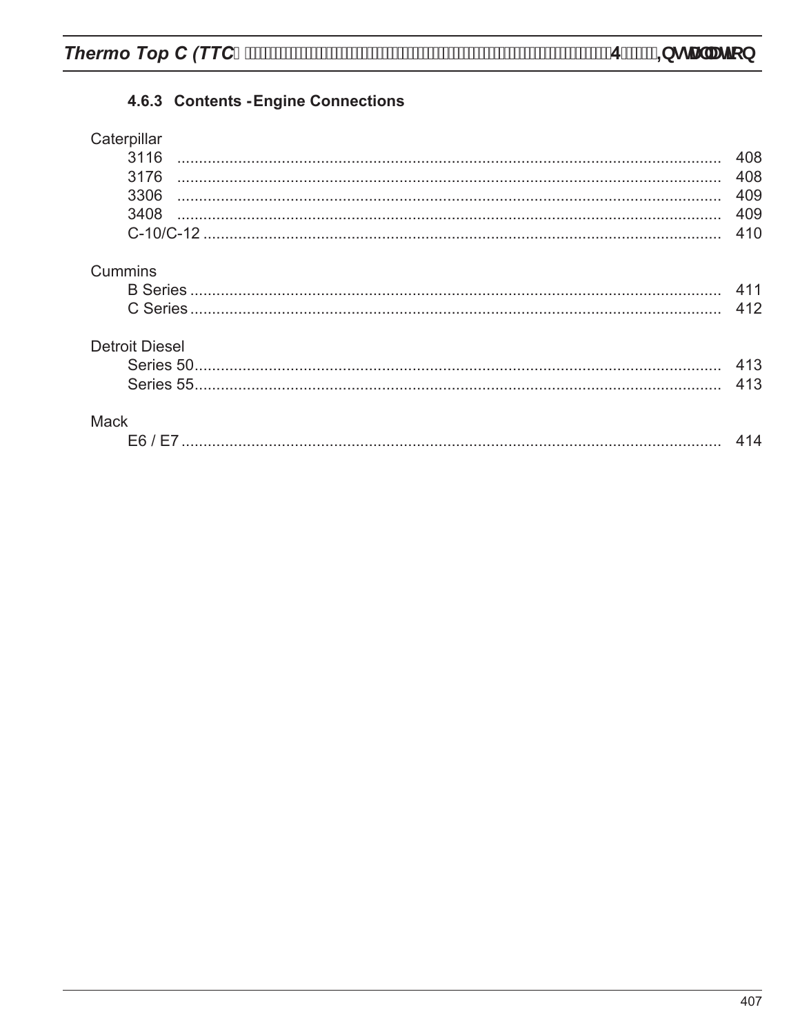### 4.6.3 Contents - Engine Connections

Caterpillar

| | |
|---|---|
| 3116 | 408 |
| 3176 | 408 |
| 3306 | 409 |
| 3408 | 409 |
| C-10/C-12 | 410 |

Cummins

| | |
|---|---|
| B Series | 411 |
| C Series | 412 |

Detroit Diesel

| | |
|---|---|
| Series 50 | 413 |
| Series 55 | 413 |

Mack

| | |
|---|---|
| E6 / E7 | 414 |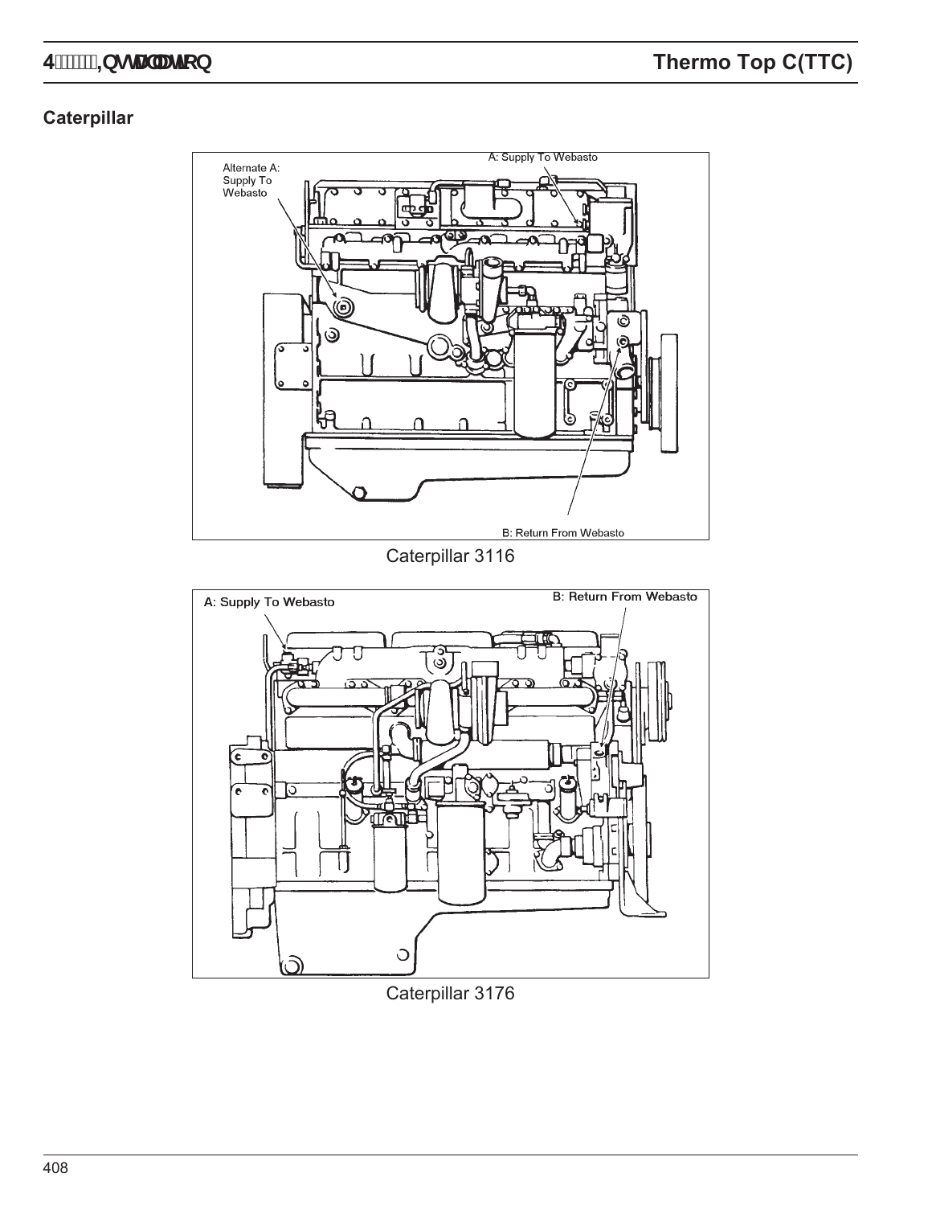## Caterpillar

Caterpillar 3116

Caterpillar 3176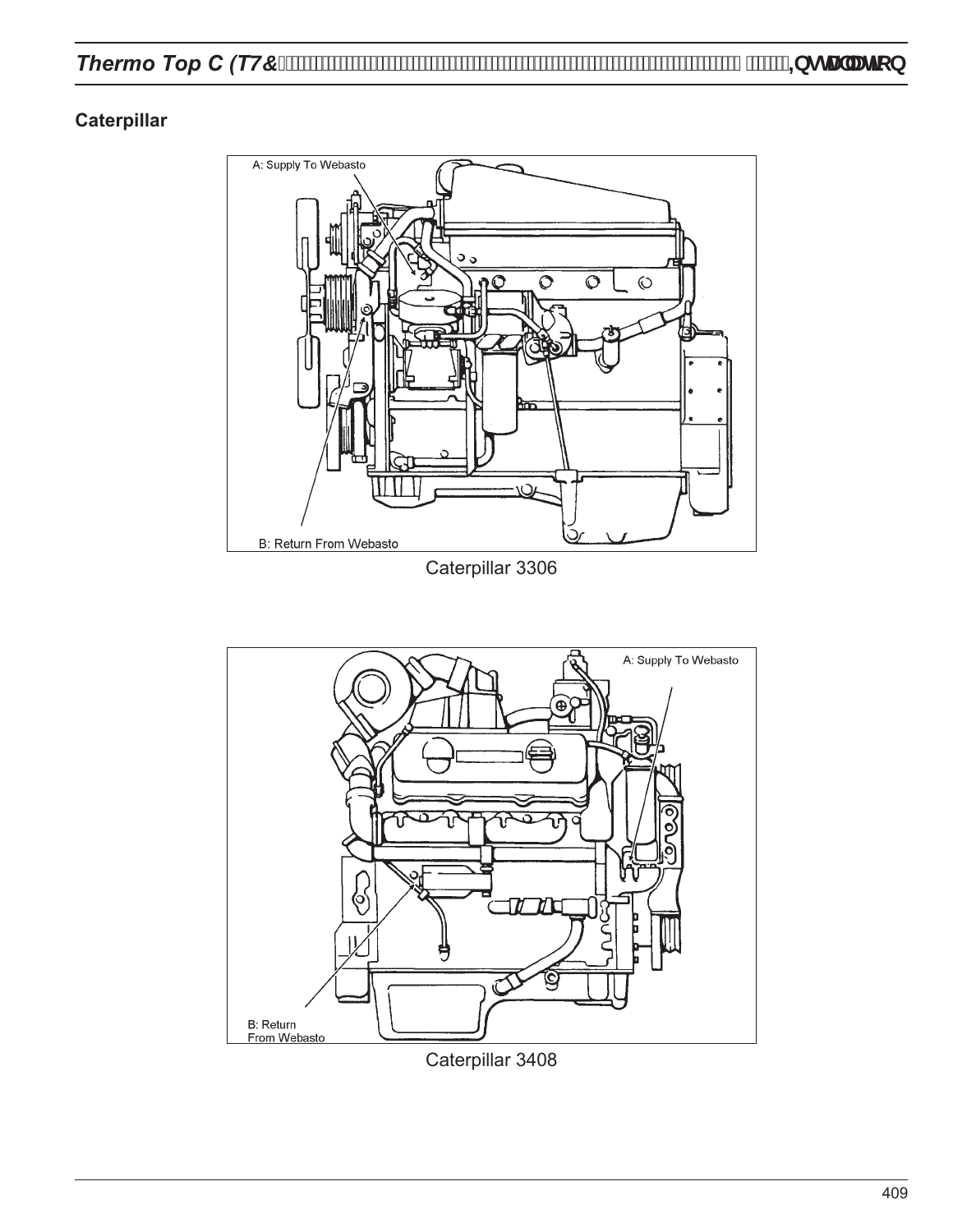## Caterpillar

A: Supply To Webasto

B: Return From Webasto

Caterpillar 3306

A: Supply To Webasto

B: Return From Webasto

Caterpillar 3408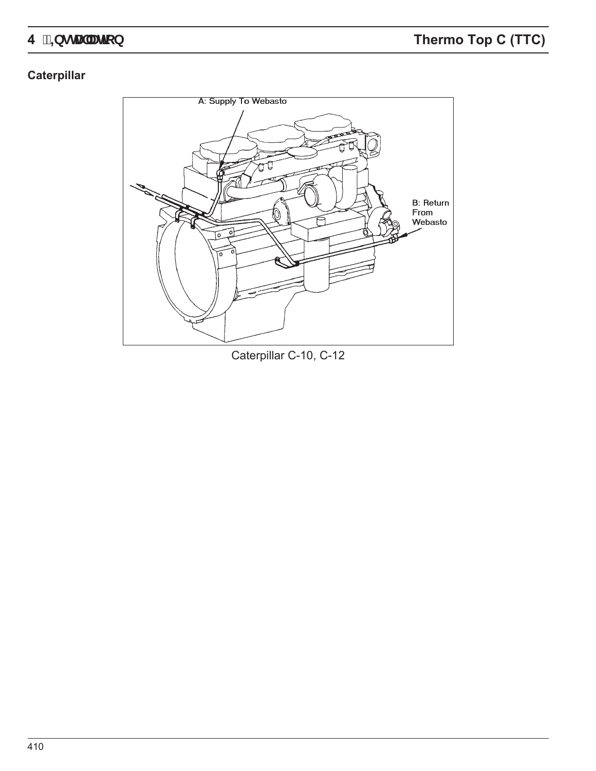## Caterpillar

Caterpillar C-10, C-12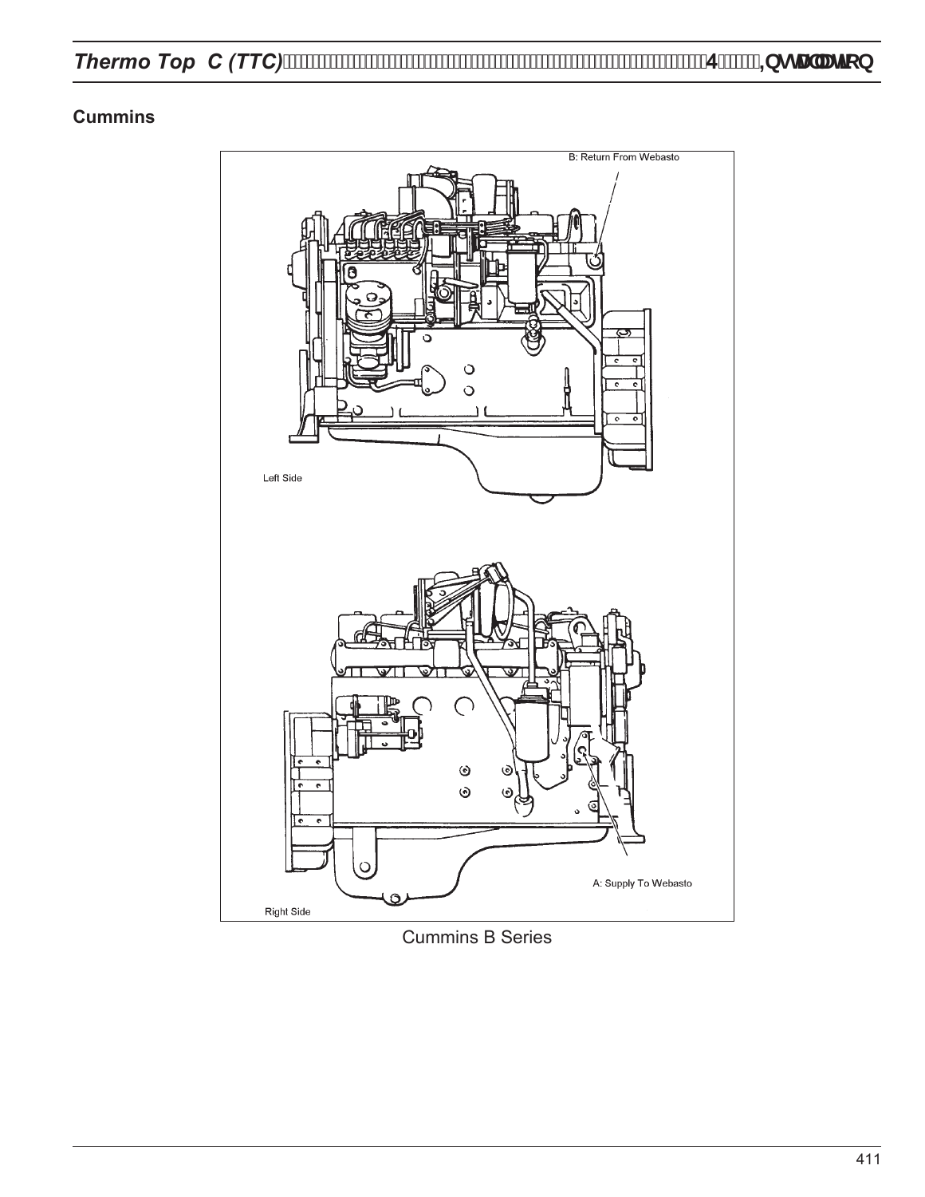## Cummins

B: Return From Webasto

Left Side

A: Supply To Webasto

Right Side

Cummins B Series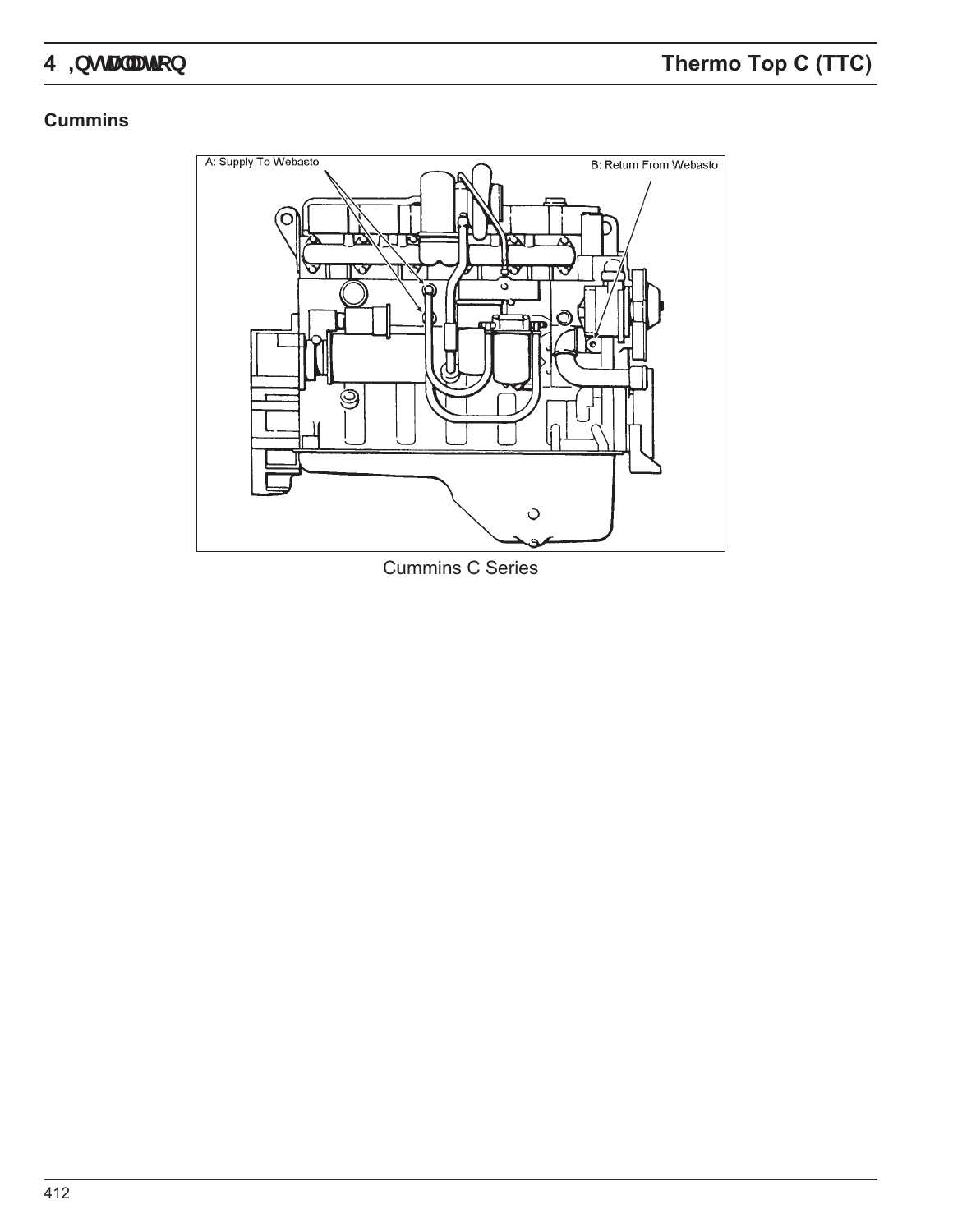## Cummins

A: Supply To Webasto

B: Return From Webasto

Cummins C Series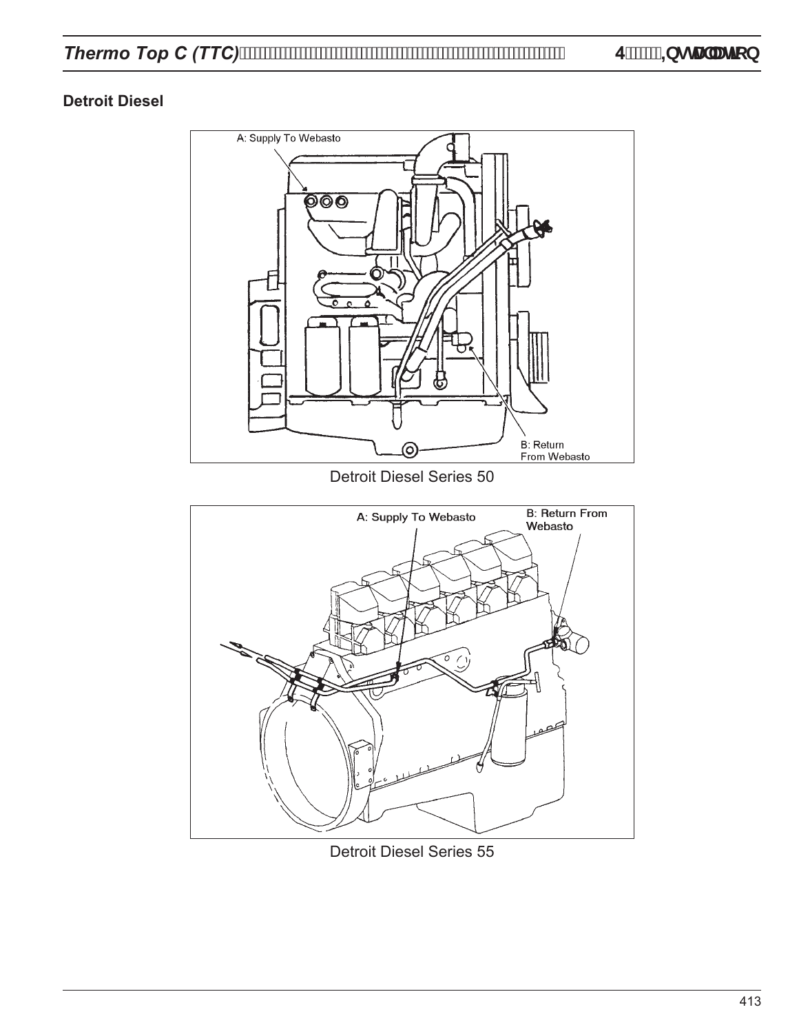## Detroit Diesel

A: Supply To Webasto

B: Return From Webasto

Detroit Diesel Series 50

A: Supply To Webasto

B: Return From Webasto

Detroit Diesel Series 55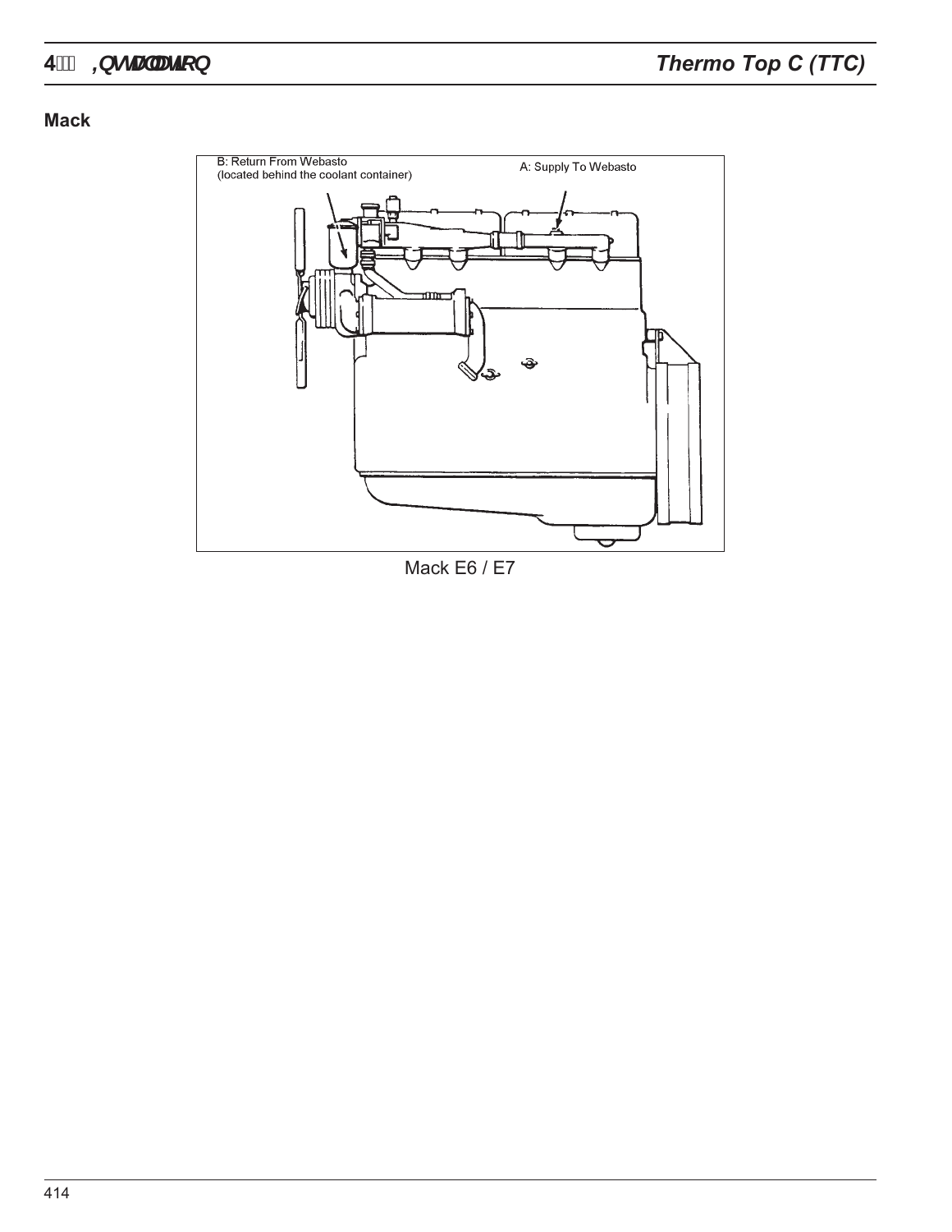## Mack

B: Return From Webasto
(located behind the coolant container)

A: Supply To Webasto

Mack E6 / E7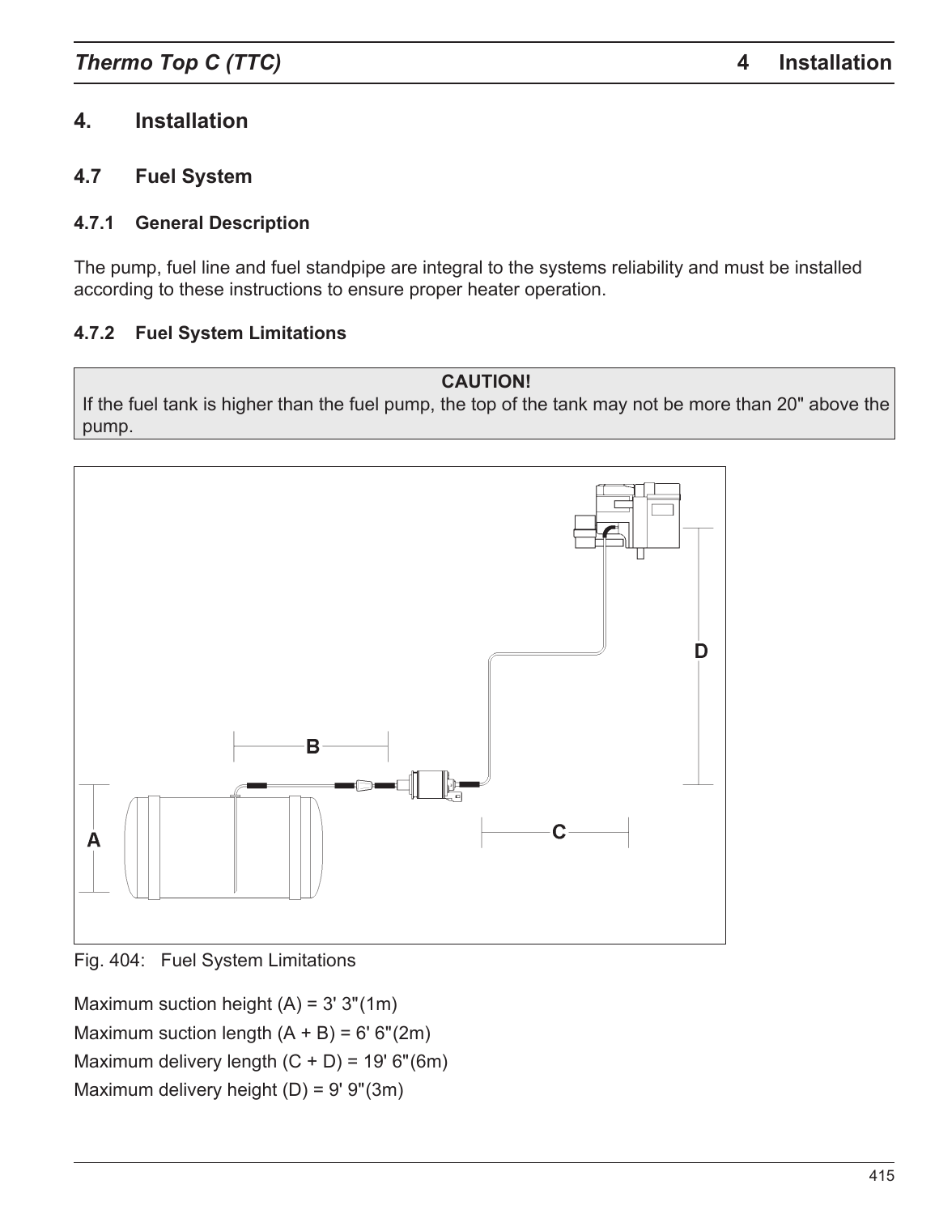# 4. Installation

## 4.7 Fuel System

### 4.7.1 General Description

The pump, fuel line and fuel standpipe are integral to the systems reliability and must be installed according to these instructions to ensure proper heater operation.

### 4.7.2 Fuel System Limitations

> **CAUTION!**
> If the fuel tank is higher than the fuel pump, the top of the tank may not be more than 20" above the pump.

Fig. 404: Fuel System Limitations

Maximum suction height (A) = 3' 3"(1m)

Maximum suction length (A + B) = 6' 6"(2m)

Maximum delivery length (C + D) = 19' 6"(6m)

Maximum delivery height (D) = 9' 9"(3m)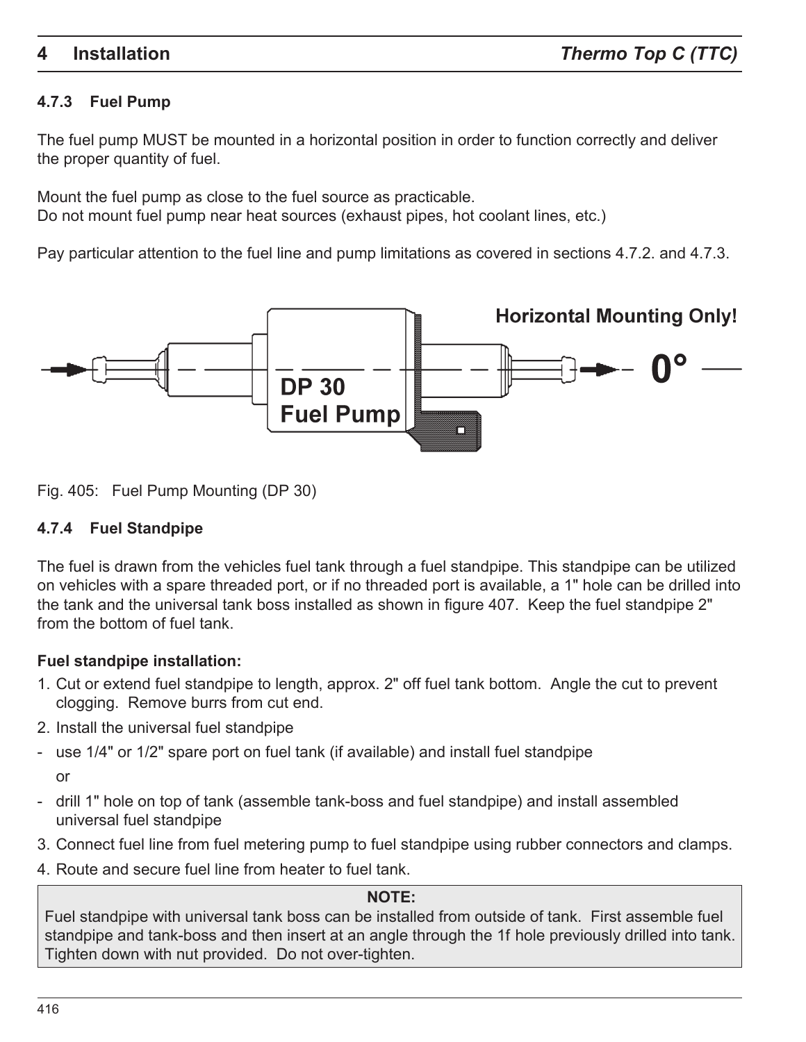### 4.7.3 Fuel Pump

The fuel pump MUST be mounted in a horizontal position in order to function correctly and deliver the proper quantity of fuel.

Mount the fuel pump as close to the fuel source as practicable.
Do not mount fuel pump near heat sources (exhaust pipes, hot coolant lines, etc.)

Pay particular attention to the fuel line and pump limitations as covered in sections 4.7.2. and 4.7.3.

Horizontal Mounting Only!

0°

DP 30
Fuel Pump

Fig. 405: Fuel Pump Mounting (DP 30)

### 4.7.4 Fuel Standpipe

The fuel is drawn from the vehicles fuel tank through a fuel standpipe. This standpipe can be utilized on vehicles with a spare threaded port, or if no threaded port is available, a 1" hole can be drilled into the tank and the universal tank boss installed as shown in figure 407. Keep the fuel standpipe 2" from the bottom of fuel tank.

**Fuel standpipe installation:**

1. Cut or extend fuel standpipe to length, approx. 2" off fuel tank bottom. Angle the cut to prevent clogging. Remove burrs from cut end.
2. Install the universal fuel standpipe

- use 1/4" or 1/2" spare port on fuel tank (if available) and install fuel standpipe

  or

- drill 1" hole on top of tank (assemble tank-boss and fuel standpipe) and install assembled universal fuel standpipe

3. Connect fuel line from fuel metering pump to fuel standpipe using rubber connectors and clamps.
4. Route and secure fuel line from heater to fuel tank.

**NOTE:**
Fuel standpipe with universal tank boss can be installed from outside of tank. First assemble fuel standpipe and tank-boss and then insert at an angle through the 1f hole previously drilled into tank. Tighten down with nut provided. Do not over-tighten.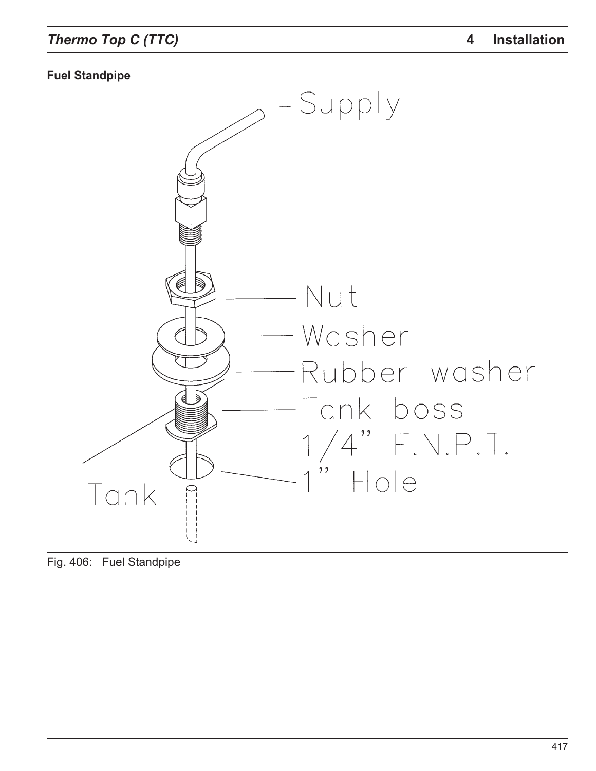**Fuel Standpipe**

Supply

Nut

Washer

Rubber washer

Tank boss

1/4" F.N.P.T.

1" Hole

Tank

Fig. 406: Fuel Standpipe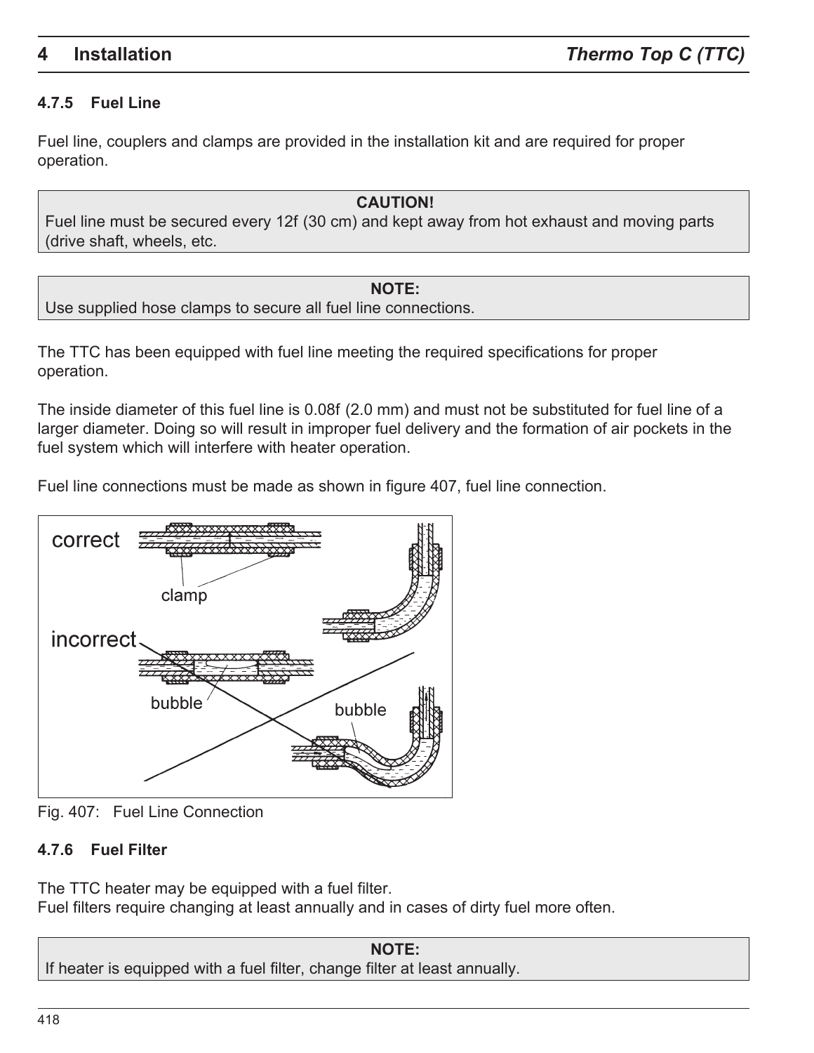#### 4.7.5 Fuel Line

Fuel line, couplers and clamps are provided in the installation kit and are required for proper operation.

> **CAUTION!**
> Fuel line must be secured every 12f (30 cm) and kept away from hot exhaust and moving parts (drive shaft, wheels, etc.

> **NOTE:**
> Use supplied hose clamps to secure all fuel line connections.

The TTC has been equipped with fuel line meeting the required specifications for proper operation.

The inside diameter of this fuel line is 0.08f (2.0 mm) and must not be substituted for fuel line of a larger diameter. Doing so will result in improper fuel delivery and the formation of air pockets in the fuel system which will interfere with heater operation.

Fuel line connections must be made as shown in figure 407, fuel line connection.

Fig. 407: Fuel Line Connection

#### 4.7.6 Fuel Filter

The TTC heater may be equipped with a fuel filter.
Fuel filters require changing at least annually and in cases of dirty fuel more often.

> **NOTE:**
> If heater is equipped with a fuel filter, change filter at least annually.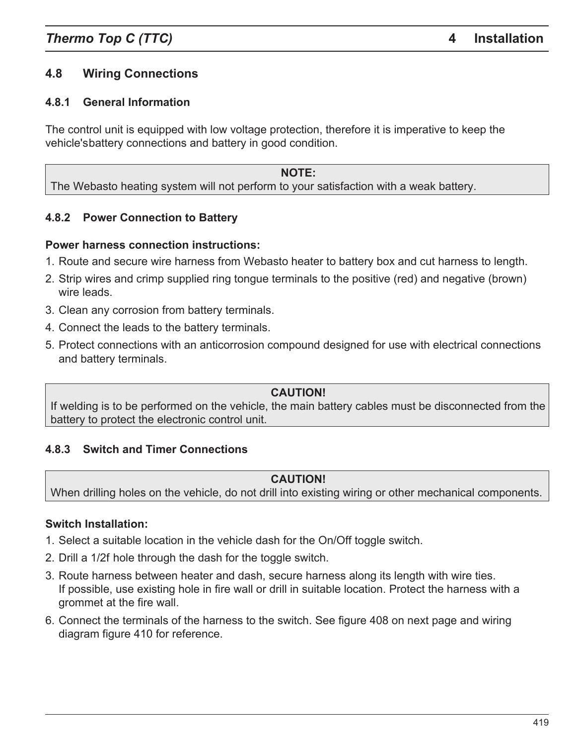## 4.8 Wiring Connections

### 4.8.1 General Information

The control unit is equipped with low voltage protection, therefore it is imperative to keep the vehicle'sbattery connections and battery in good condition.

> **NOTE:**
> The Webasto heating system will not perform to your satisfaction with a weak battery.

### 4.8.2 Power Connection to Battery

**Power harness connection instructions:**

1. Route and secure wire harness from Webasto heater to battery box and cut harness to length.
2. Strip wires and crimp supplied ring tongue terminals to the positive (red) and negative (brown) wire leads.
3. Clean any corrosion from battery terminals.
4. Connect the leads to the battery terminals.
5. Protect connections with an anticorrosion compound designed for use with electrical connections and battery terminals.

> **CAUTION!**
> If welding is to be performed on the vehicle, the main battery cables must be disconnected from the battery to protect the electronic control unit.

### 4.8.3 Switch and Timer Connections

> **CAUTION!**
> When drilling holes on the vehicle, do not drill into existing wiring or other mechanical components.

**Switch Installation:**

1. Select a suitable location in the vehicle dash for the On/Off toggle switch.
2. Drill a 1/2f hole through the dash for the toggle switch.
3. Route harness between heater and dash, secure harness along its length with wire ties.
   If possible, use existing hole in fire wall or drill in suitable location. Protect the harness with a grommet at the fire wall.
6. Connect the terminals of the harness to the switch. See figure 408 on next page and wiring diagram figure 410 for reference.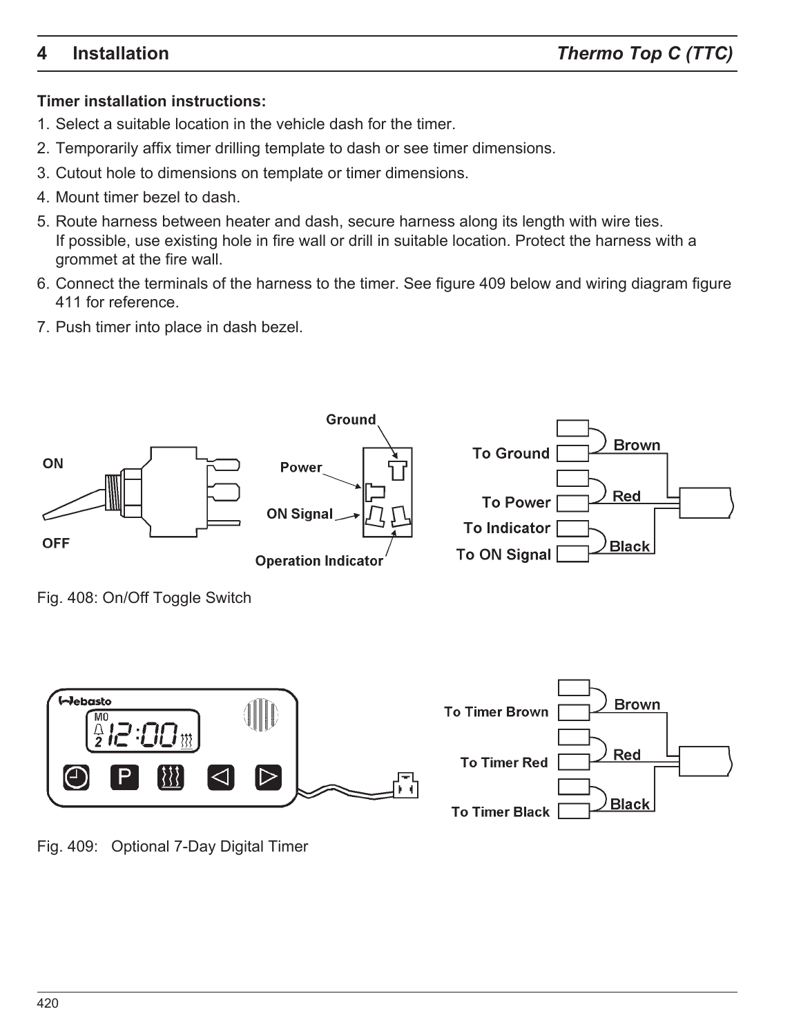## Timer installation instructions:

1. Select a suitable location in the vehicle dash for the timer.
2. Temporarily affix timer drilling template to dash or see timer dimensions.
3. Cutout hole to dimensions on template or timer dimensions.
4. Mount timer bezel to dash.
5. Route harness between heater and dash, secure harness along its length with wire ties. If possible, use existing hole in fire wall or drill in suitable location. Protect the harness with a grommet at the fire wall.
6. Connect the terminals of the harness to the timer. See figure 409 below and wiring diagram figure 411 for reference.
7. Push timer into place in dash bezel.

ON

OFF

Ground

Power

ON Signal

Operation Indicator

To Ground

To Power

To Indicator

To ON Signal

Brown

Red

Black

Fig. 408: On/Off Toggle Switch

To Timer Brown

To Timer Red

To Timer Black

Brown

Red

Black

Fig. 409: Optional 7-Day Digital Timer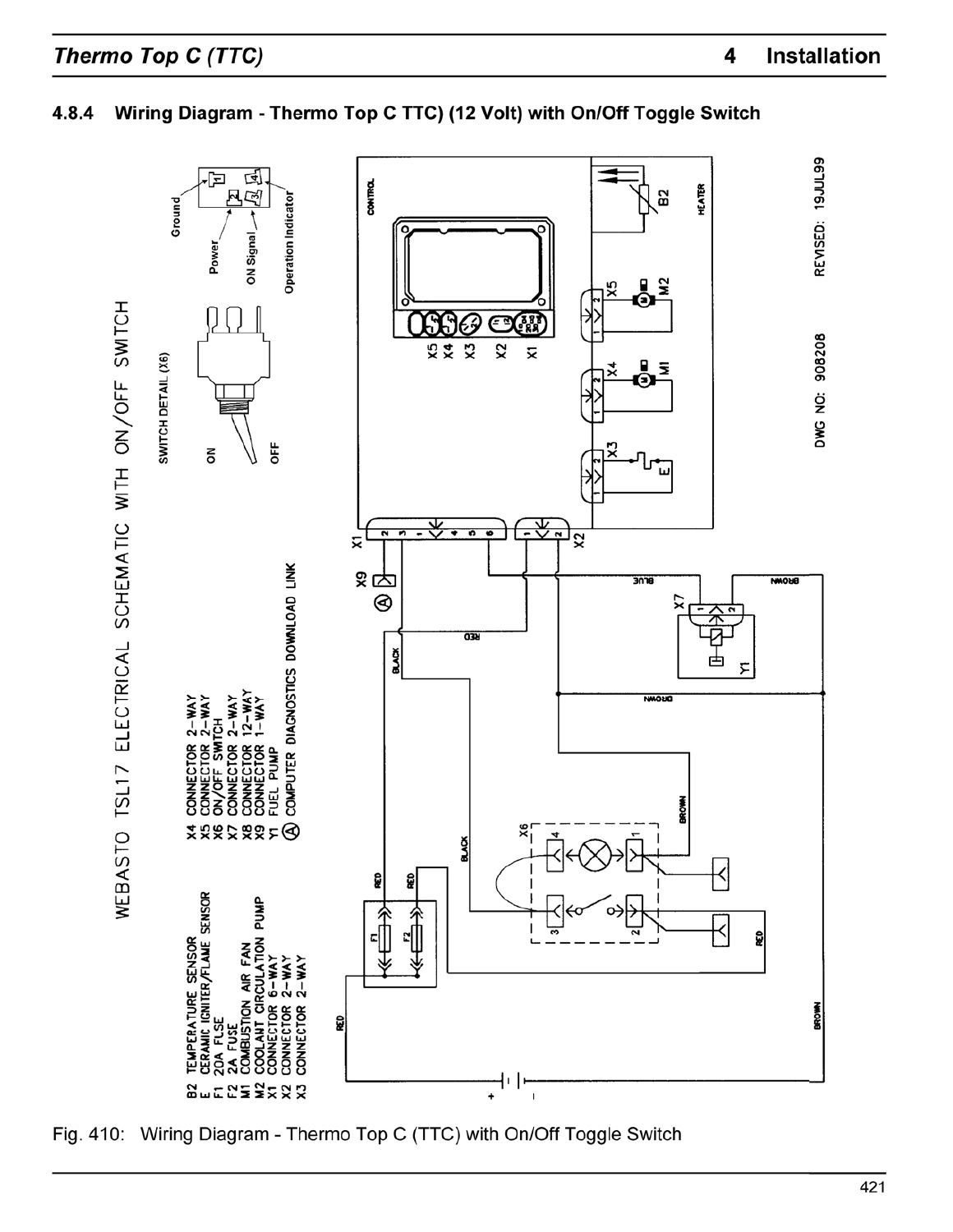#### 4.8.4 Wiring Diagram - Thermo Top C TTC) (12 Volt) with On/Off Toggle Switch

WEBASTO TSL17 ELECTRICAL SCHEMATIC WITH ON/OFF SWITCH

B2 TEMPERATURE SENSOR
E CERAMIC IGNITER/FLAME SENSOR
F1 20A FUSE
F2 2A FUSE
M1 COMBUSTION AIR FAN
M2 COOLANT CIRCULATION PUMP
X1 CONNECTOR 6-WAY
X2 CONNECTOR 2-WAY
X3 CONNECTOR 2-WAY
X4 CONNECTOR 2-WAY
X5 CONNECTOR 2-WAY
X6 ON/OFF SWITCH
X7 CONNECTOR 2-WAY
X8 CONNECTOR 12-WAY
X9 CONNECTOR 1-WAY
Y1 FUEL PUMP
Ⓐ COMPUTER DIAGNOSTICS DOWNLOAD LINK

SWITCH DETAIL (X6)

Ground, Power, ON Signal, Operation Indicator

ON, OFF

DWG NO: 908208 REVISED: 19JUL99

Fig. 410: Wiring Diagram - Thermo Top C (TTC) with On/Off Toggle Switch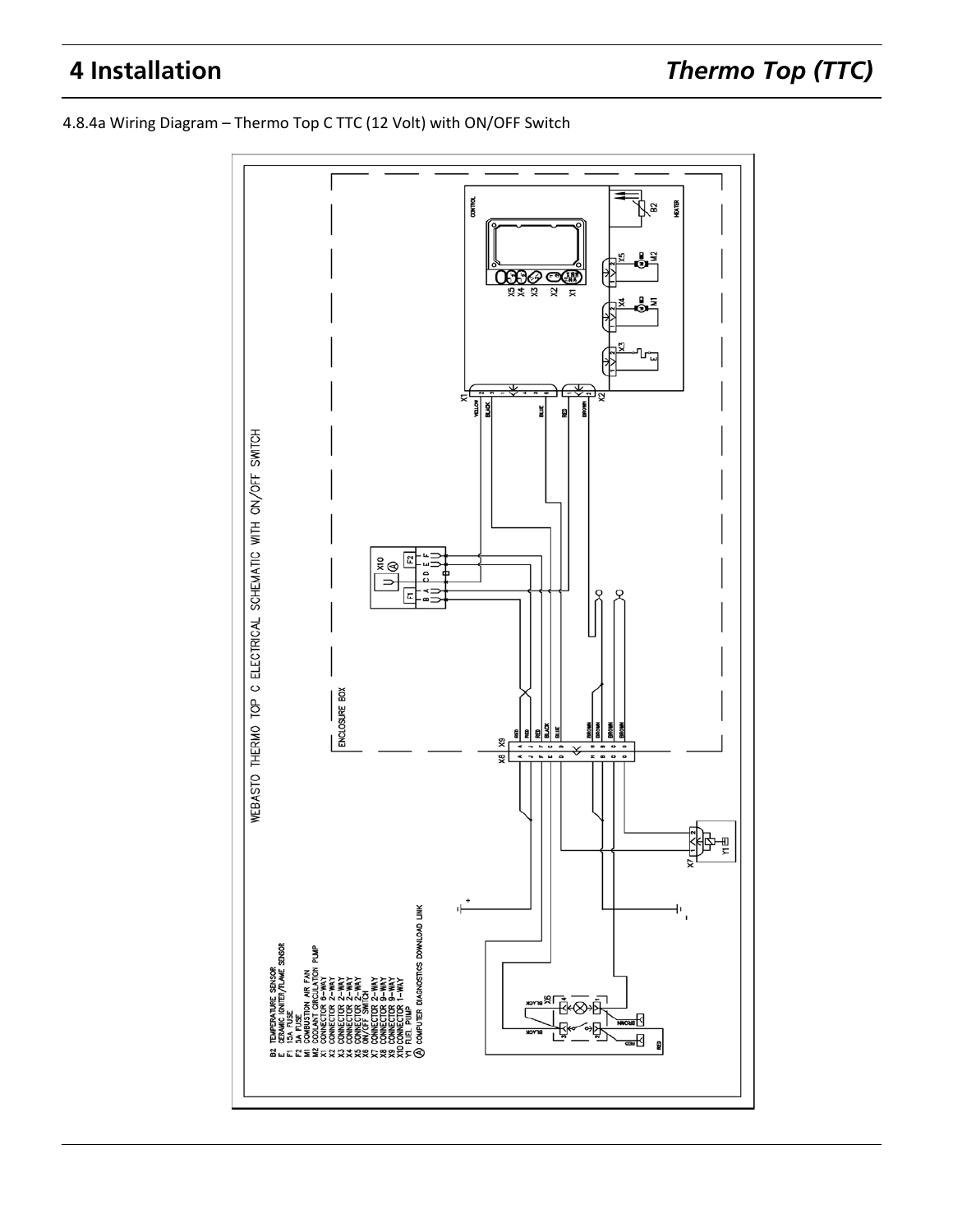4.8.4a Wiring Diagram – Thermo Top C TTC (12 Volt) with ON/OFF Switch

WEBASTO THERMO TOP C ELECTRICAL SCHEMATIC WITH ON/OFF SWITCH

B2 TEMPERATURE SENSOR
E CERAMIC IGNITER/FLAME SENSOR
F1 15A FUSE
F2 5A FUSE
M1 COMBUSTION AIR FAN
M2 COOLANT CIRCULATION PUMP
X1 CONNECTOR 6-WAY
X2 CONNECTOR 2-WAY
X3 CONNECTOR 2-WAY
X4 CONNECTOR 2-WAY
X5 CONNECTOR 2-WAY
X6 ON/OFF SWITCH
X7 CONNECTOR 2-WAY
X8 CONNECTOR 9-WAY
X9 CONNECTOR 9-WAY
X10 CONNECTOR 1-WAY
Y1 FUEL PUMP
Ⓐ COMPUTER DIAGNOSTICS DOWNLOAD LINK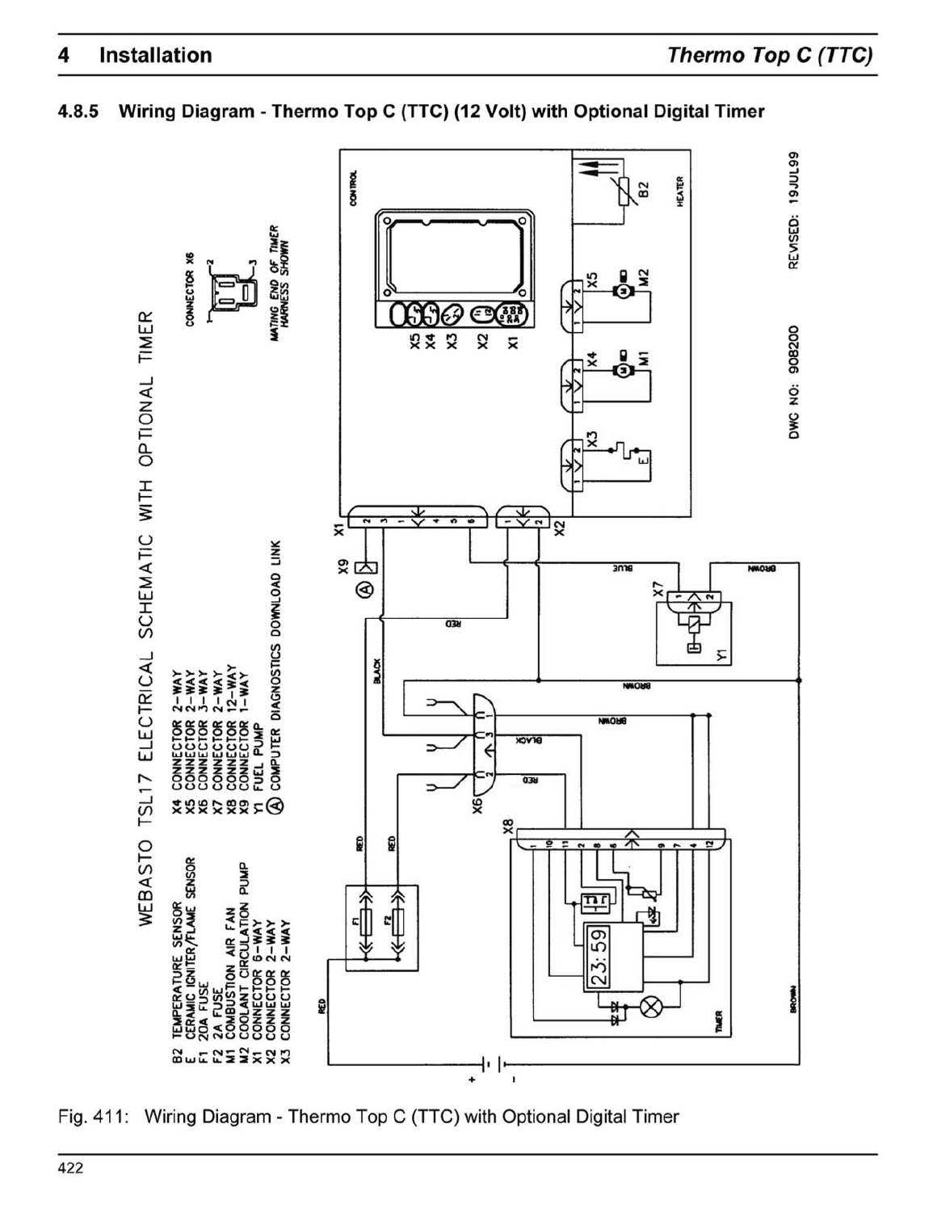### 4.8.5 Wiring Diagram - Thermo Top C (TTC) (12 Volt) with Optional Digital Timer

WEBASTO TSL17 ELECTRICAL SCHEMATIC WITH OPTIONAL TIMER

- B2 TEMPERATURE SENSOR
- E CERAMIC IGNITER/FLAME SENSOR
- F1 20A FUSE
- F2 2A FUSE
- M1 COMBUSTION AIR FAN
- M2 COOLANT CIRCULATION PUMP
- X1 CONNECTOR 6-WAY
- X2 CONNECTOR 2-WAY
- X3 CONNECTOR 2-WAY
- X4 CONNECTOR 2-WAY
- X5 CONNECTOR 2-WAY
- X6 CONNECTOR 3-WAY
- X7 CONNECTOR 2-WAY
- X8 CONNECTOR 12-WAY
- X9 CONNECTOR 1-WAY
- Y1 FUEL PUMP
- Ⓐ COMPUTER DIAGNOSTICS DOWNLOAD LINK

CONNECTOR X6

MATING END OF TIMER HARNESS SHOWN

DWG NO: 908200 REVISED: 19JUL99

Fig. 411: Wiring Diagram - Thermo Top C (TTC) with Optional Digital Timer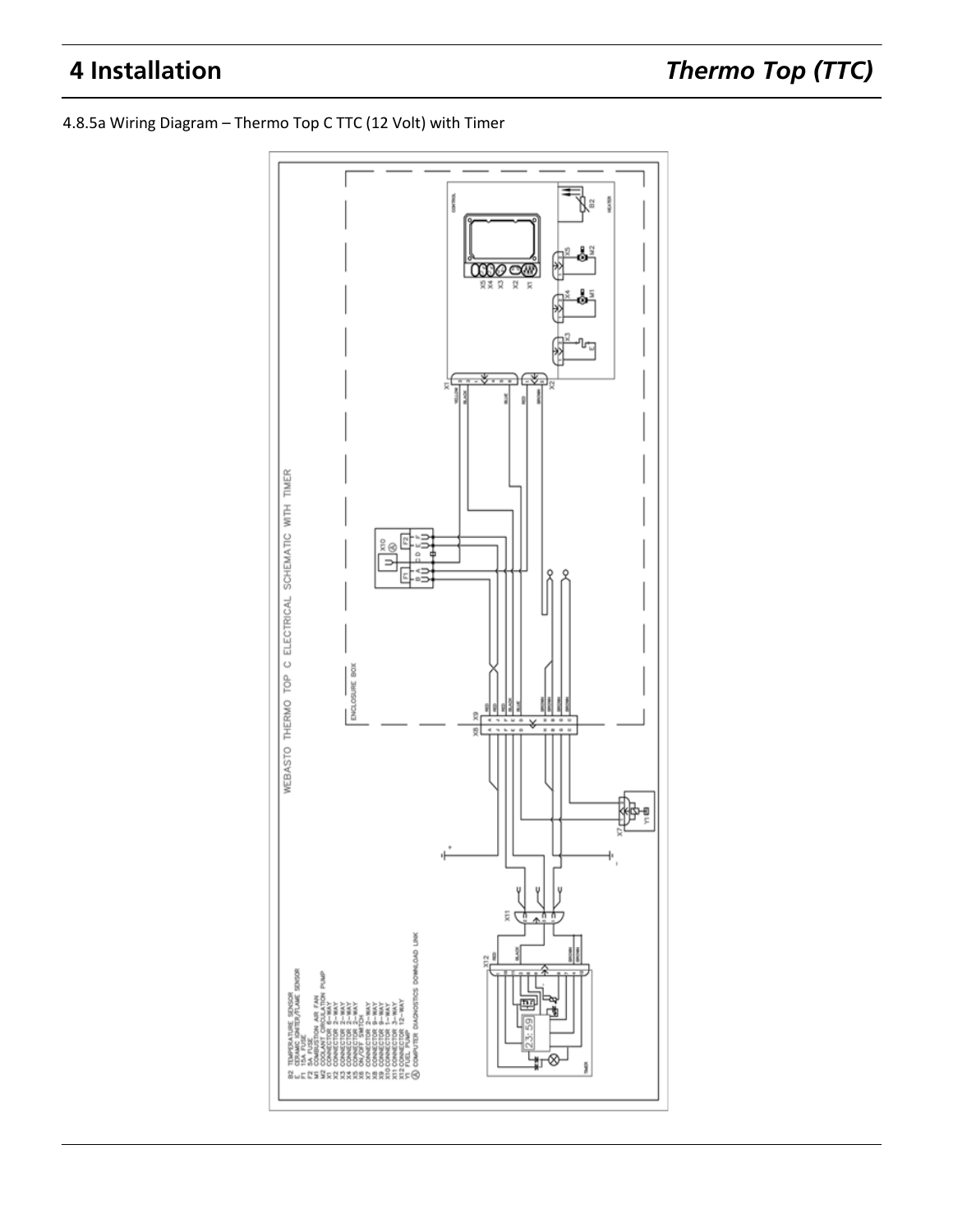4.8.5a Wiring Diagram – Thermo Top C TTC (12 Volt) with Timer

WEBASTO THERMO TOP C ELECTRICAL SCHEMATIC WITH TIMER

B2 TEMPERATURE SENSOR
E CERAMIC IGNITER/FLAME SENSOR
F1 15A FUSE
F2 5A FUSE
M1 COMBUSTION AIR FAN
M2 COOLANT CIRCULATION PUMP
X1 CONNECTOR 6-WAY
X2 CONNECTOR 2-WAY
X3 CONNECTOR 2-WAY
X4 CONNECTOR 2-WAY
X5 CONNECTOR 2-WAY
X6 ON/OFF SWITCH
X7 CONNECTOR 2-WAY
X8 CONNECTOR 9-WAY
X9 CONNECTOR 9-WAY
X10 CONNECTOR 1-WAY
X11 CONNECTOR 3-WAY
X12 CONNECTOR 12-WAY
Y1 FUEL PUMP
Ⓐ COMPUTER DIAGNOSTICS DOWNLOAD LINK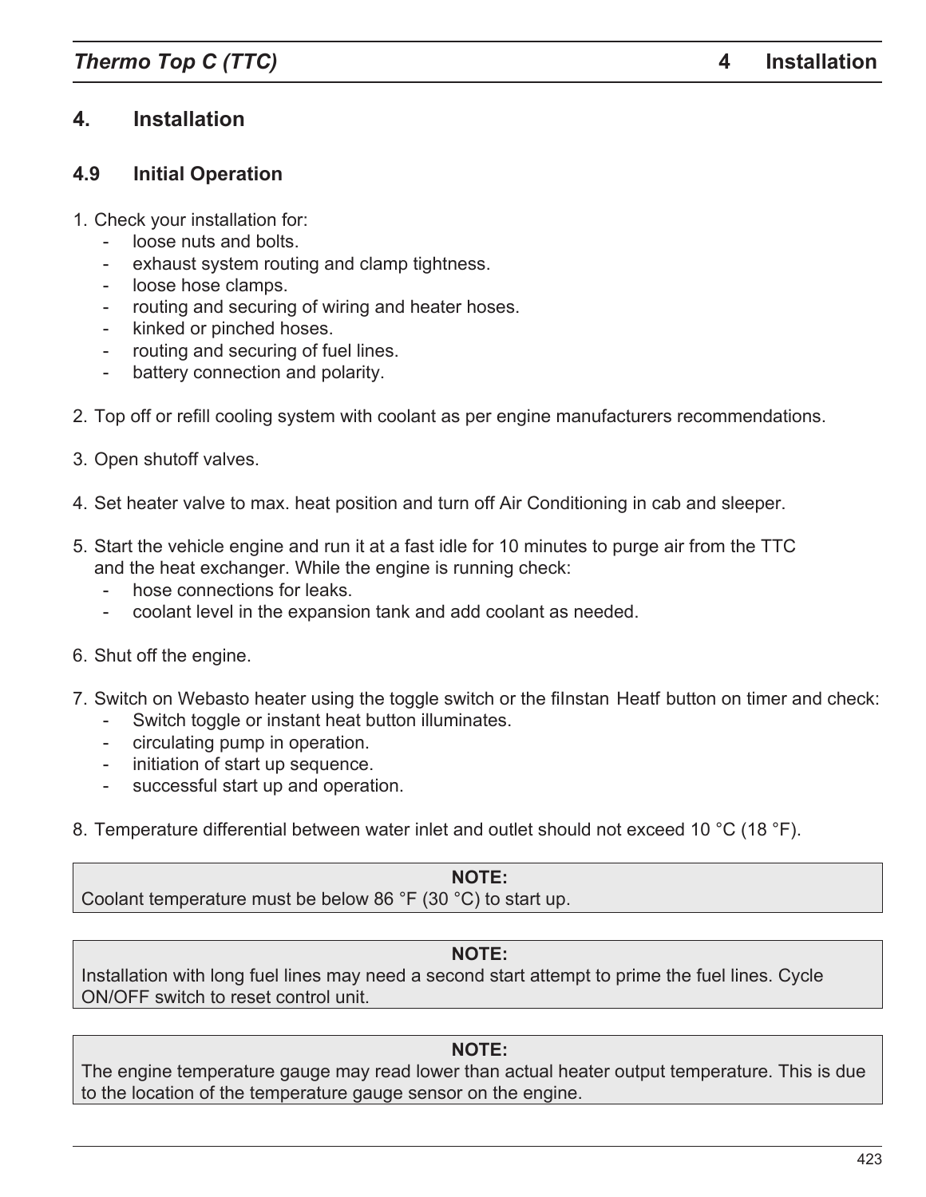# 4. Installation

## 4.9 Initial Operation

1. Check your installation for:
   - loose nuts and bolts.
   - exhaust system routing and clamp tightness.
   - loose hose clamps.
   - routing and securing of wiring and heater hoses.
   - kinked or pinched hoses.
   - routing and securing of fuel lines.
   - battery connection and polarity.

2. Top off or refill cooling system with coolant as per engine manufacturers recommendations.

3. Open shutoff valves.

4. Set heater valve to max. heat position and turn off Air Conditioning in cab and sleeper.

5. Start the vehicle engine and run it at a fast idle for 10 minutes to purge air from the TTC and the heat exchanger. While the engine is running check:
   - hose connections for leaks.
   - coolant level in the expansion tank and add coolant as needed.

6. Shut off the engine.

7. Switch on Webasto heater using the toggle switch or the fiInstan Heatf button on timer and check:
   - Switch toggle or instant heat button illuminates.
   - circulating pump in operation.
   - initiation of start up sequence.
   - successful start up and operation.

8. Temperature differential between water inlet and outlet should not exceed 10 °C (18 °F).

**NOTE:**
Coolant temperature must be below 86 °F (30 °C) to start up.

**NOTE:**
Installation with long fuel lines may need a second start attempt to prime the fuel lines. Cycle ON/OFF switch to reset control unit.

**NOTE:**
The engine temperature gauge may read lower than actual heater output temperature. This is due to the location of the temperature gauge sensor on the engine.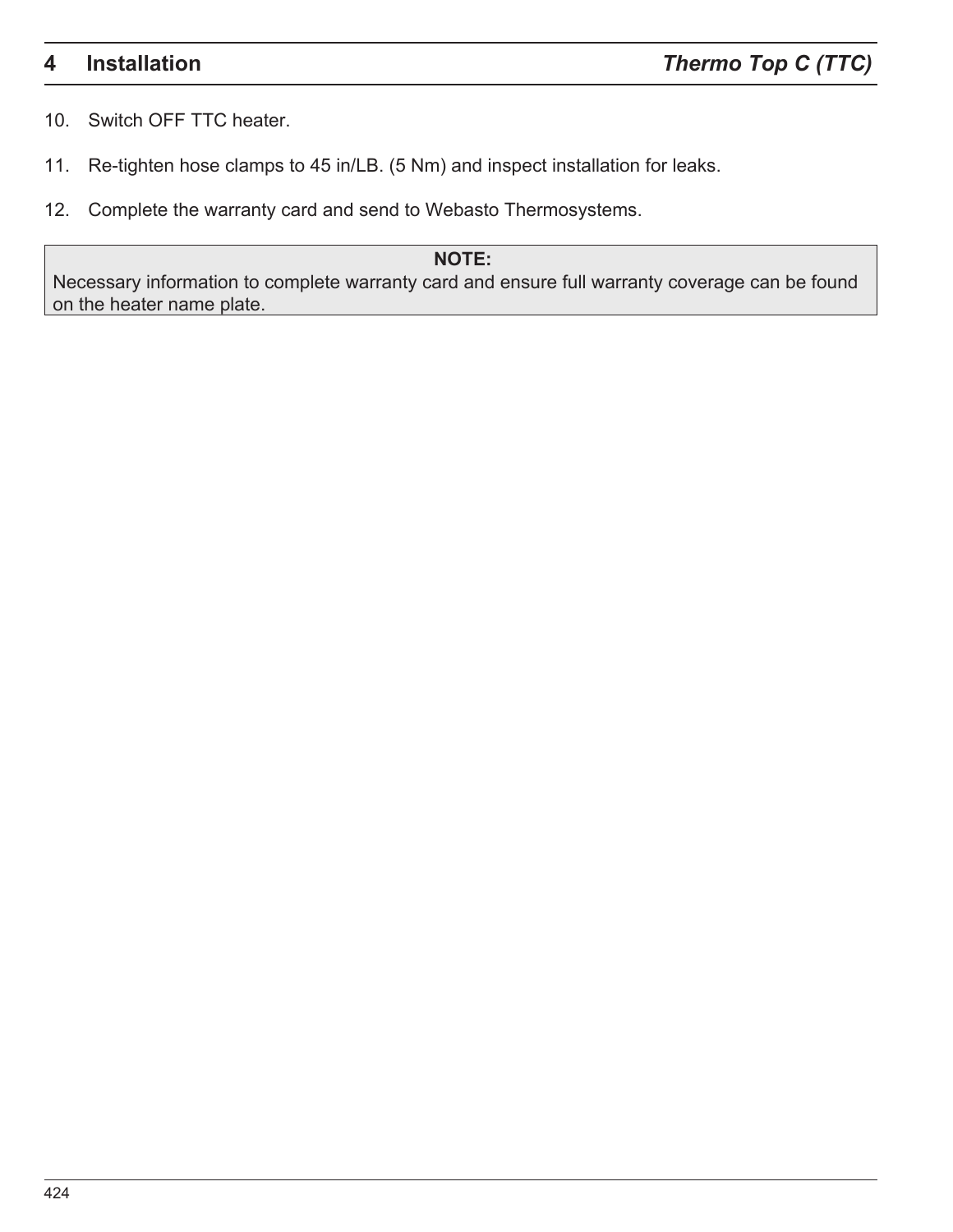10. Switch OFF TTC heater.

11. Re-tighten hose clamps to 45 in/LB. (5 Nm) and inspect installation for leaks.

12. Complete the warranty card and send to Webasto Thermosystems.

> **NOTE:**
> Necessary information to complete warranty card and ensure full warranty coverage can be found on the heater name plate.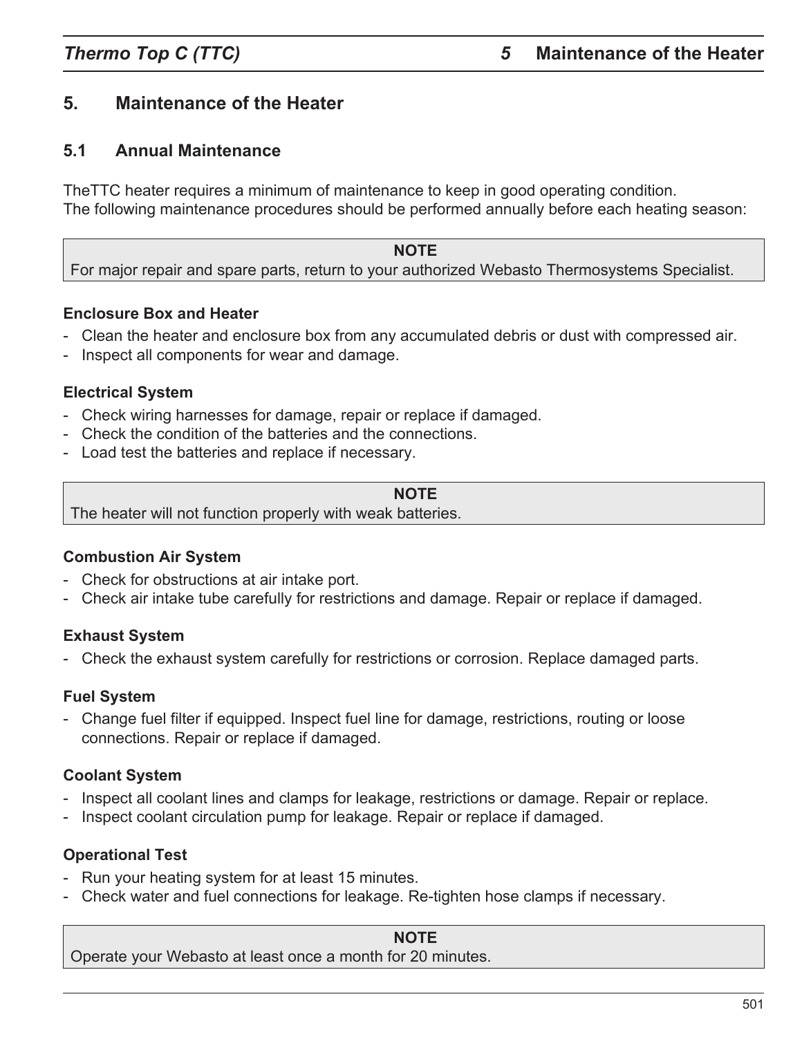# 5. Maintenance of the Heater

## 5.1 Annual Maintenance

TheTTC heater requires a minimum of maintenance to keep in good operating condition.
The following maintenance procedures should be performed annually before each heating season:

> **NOTE**
> For major repair and spare parts, return to your authorized Webasto Thermosystems Specialist.

**Enclosure Box and Heater**

- Clean the heater and enclosure box from any accumulated debris or dust with compressed air.
- Inspect all components for wear and damage.

**Electrical System**

- Check wiring harnesses for damage, repair or replace if damaged.
- Check the condition of the batteries and the connections.
- Load test the batteries and replace if necessary.

> **NOTE**
> The heater will not function properly with weak batteries.

**Combustion Air System**

- Check for obstructions at air intake port.
- Check air intake tube carefully for restrictions and damage. Repair or replace if damaged.

**Exhaust System**

- Check the exhaust system carefully for restrictions or corrosion. Replace damaged parts.

**Fuel System**

- Change fuel filter if equipped. Inspect fuel line for damage, restrictions, routing or loose connections. Repair or replace if damaged.

**Coolant System**

- Inspect all coolant lines and clamps for leakage, restrictions or damage. Repair or replace.
- Inspect coolant circulation pump for leakage. Repair or replace if damaged.

**Operational Test**

- Run your heating system for at least 15 minutes.
- Check water and fuel connections for leakage. Re-tighten hose clamps if necessary.

> **NOTE**
> Operate your Webasto at least once a month for 20 minutes.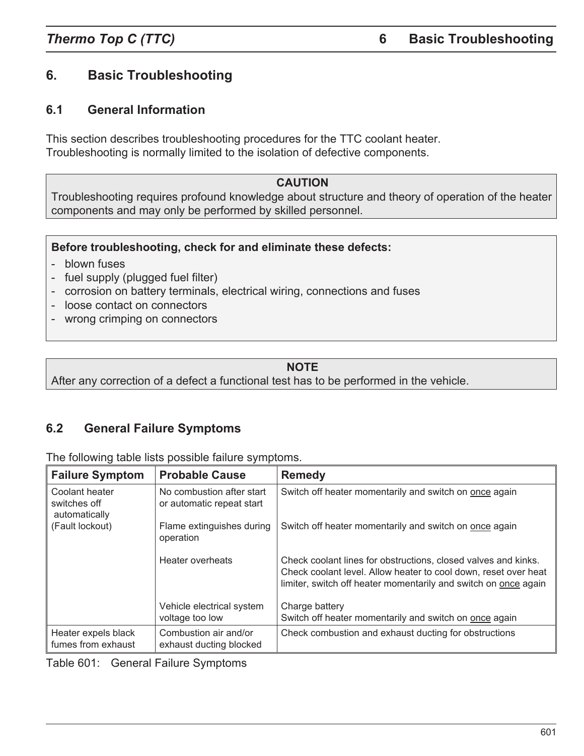# 6. Basic Troubleshooting

## 6.1 General Information

This section describes troubleshooting procedures for the TTC coolant heater.
Troubleshooting is normally limited to the isolation of defective components.

> **CAUTION**
> Troubleshooting requires profound knowledge about structure and theory of operation of the heater components and may only be performed by skilled personnel.

> **Before troubleshooting, check for and eliminate these defects:**
> - blown fuses
> - fuel supply (plugged fuel filter)
> - corrosion on battery terminals, electrical wiring, connections and fuses
> - loose contact on connectors
> - wrong crimping on connectors

> **NOTE**
> After any correction of a defect a functional test has to be performed in the vehicle.

## 6.2 General Failure Symptoms

The following table lists possible failure symptoms.

| Failure Symptom | Probable Cause | Remedy |
|---|---|---|
| Coolant heater switches off automatically (Fault lockout) | No combustion after start or automatic repeat start | Switch off heater momentarily and switch on <u>once</u> again |
| | Flame extinguishes during operation | Switch off heater momentarily and switch on <u>once</u> again |
| | Heater overheats | Check coolant lines for obstructions, closed valves and kinks. Check coolant level. Allow heater to cool down, reset over heat limiter, switch off heater momentarily and switch on <u>once</u> again |
| | Vehicle electrical system voltage too low | Charge battery<br>Switch off heater momentarily and switch on <u>once</u> again |
| Heater expels black fumes from exhaust | Combustion air and/or exhaust ducting blocked | Check combustion and exhaust ducting for obstructions |

Table 601: General Failure Symptoms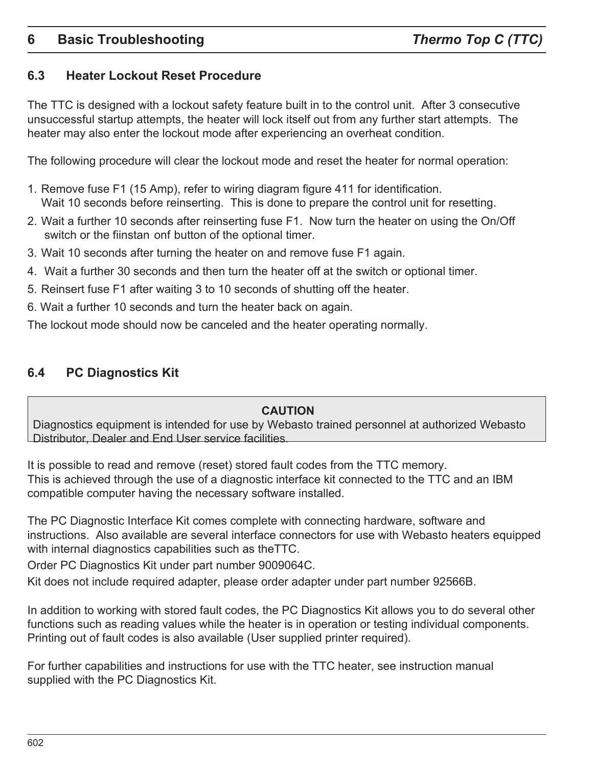## 6.3 Heater Lockout Reset Procedure

The TTC is designed with a lockout safety feature built in to the control unit. After 3 consecutive unsuccessful startup attempts, the heater will lock itself out from any further start attempts. The heater may also enter the lockout mode after experiencing an overheat condition.

The following procedure will clear the lockout mode and reset the heater for normal operation:

1. Remove fuse F1 (15 Amp), refer to wiring diagram figure 411 for identification. Wait 10 seconds before reinserting. This is done to prepare the control unit for resetting.
2. Wait a further 10 seconds after reinserting fuse F1. Now turn the heater on using the On/Off switch or the fiinstan onf button of the optional timer.
3. Wait 10 seconds after turning the heater on and remove fuse F1 again.
4. Wait a further 30 seconds and then turn the heater off at the switch or optional timer.
5. Reinsert fuse F1 after waiting 3 to 10 seconds of shutting off the heater.
6. Wait a further 10 seconds and turn the heater back on again.

The lockout mode should now be canceled and the heater operating normally.

## 6.4 PC Diagnostics Kit

**CAUTION**

Diagnostics equipment is intended for use by Webasto trained personnel at authorized Webasto Distributor, Dealer and End User service facilities.

It is possible to read and remove (reset) stored fault codes from the TTC memory.
This is achieved through the use of a diagnostic interface kit connected to the TTC and an IBM compatible computer having the necessary software installed.

The PC Diagnostic Interface Kit comes complete with connecting hardware, software and instructions. Also available are several interface connectors for use with Webasto heaters equipped with internal diagnostics capabilities such as theTTC.

Order PC Diagnostics Kit under part number 9009064C.

Kit does not include required adapter, please order adapter under part number 92566B.

In addition to working with stored fault codes, the PC Diagnostics Kit allows you to do several other functions such as reading values while the heater is in operation or testing individual components. Printing out of fault codes is also available (User supplied printer required).

For further capabilities and instructions for use with the TTC heater, see instruction manual supplied with the PC Diagnostics Kit.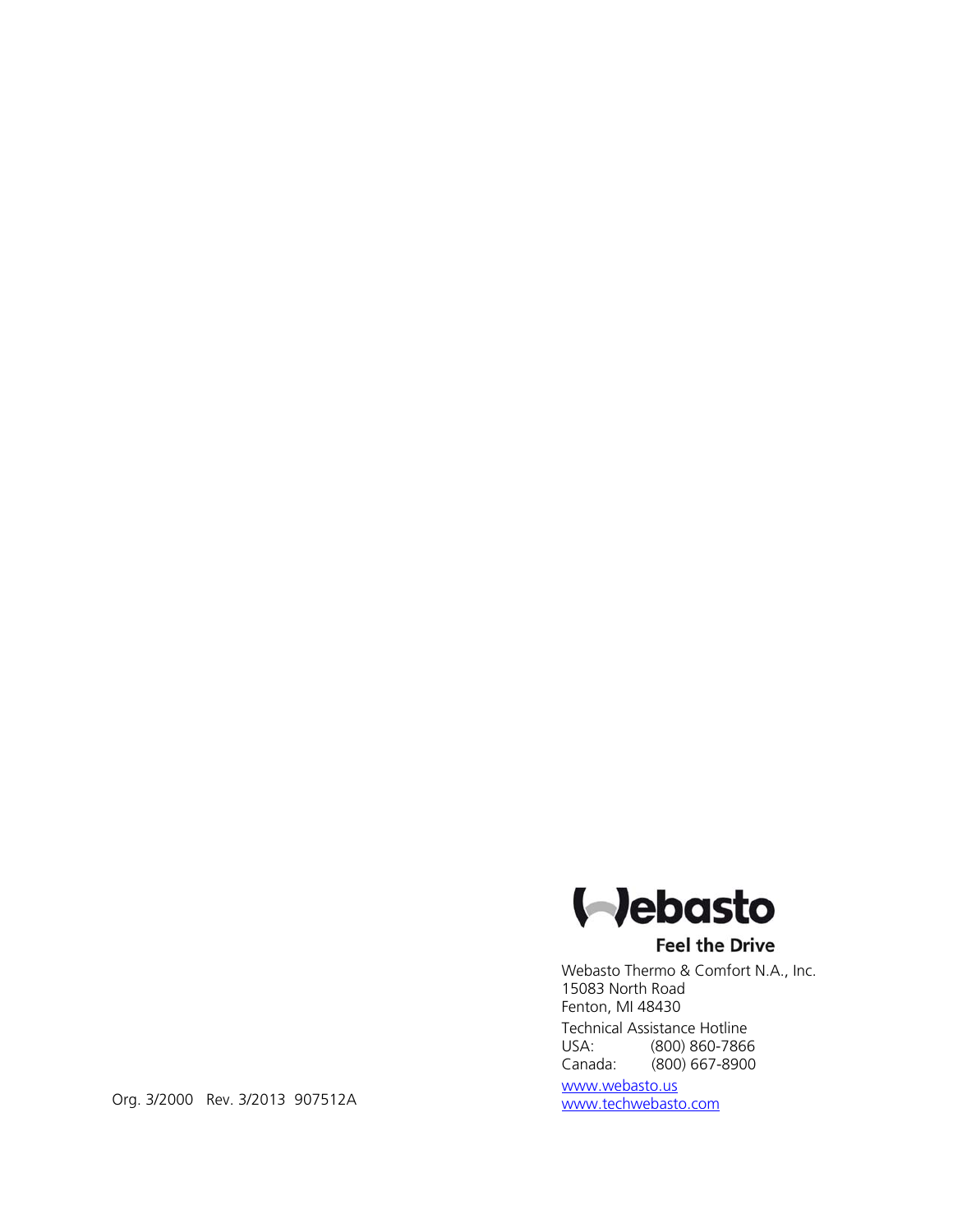Webasto

Feel the Drive

Webasto Thermo & Comfort N.A., Inc.
15083 North Road
Fenton, MI 48430

Technical Assistance Hotline
USA: (800) 860-7866
Canada: (800) 667-8900

www.webasto.us
www.techwebasto.com

Org. 3/2000 Rev. 3/2013 907512A